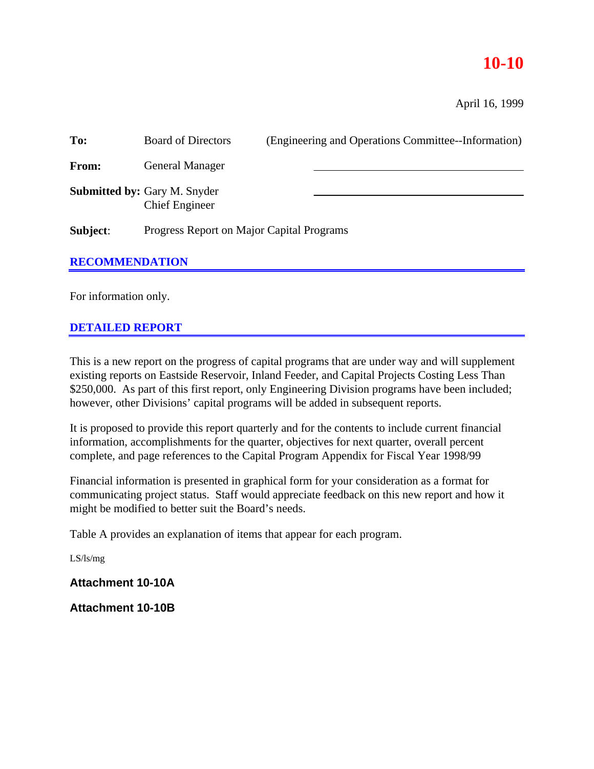# 10-10

April 16, 1999

**To:** Board of Directors (Engineering and Operations Committee--Information)

**From:** General Manager

**Submitted by:** Gary M. Snyder
Chief Engineer

**Subject:** Progress Report on Major Capital Programs

## RECOMMENDATION

For information only.

## DETAILED REPORT

This is a new report on the progress of capital programs that are under way and will supplement existing reports on Eastside Reservoir, Inland Feeder, and Capital Projects Costing Less Than $250,000. As part of this first report, only Engineering Division programs have been included; however, other Divisions' capital programs will be added in subsequent reports.

It is proposed to provide this report quarterly and for the contents to include current financial information, accomplishments for the quarter, objectives for next quarter, overall percent complete, and page references to the Capital Program Appendix for Fiscal Year 1998/99

Financial information is presented in graphical form for your consideration as a format for communicating project status. Staff would appreciate feedback on this new report and how it might be modified to better suit the Board's needs.

Table A provides an explanation of items that appear for each program.

LS/ls/mg

**Attachment 10-10A**

**Attachment 10-10B**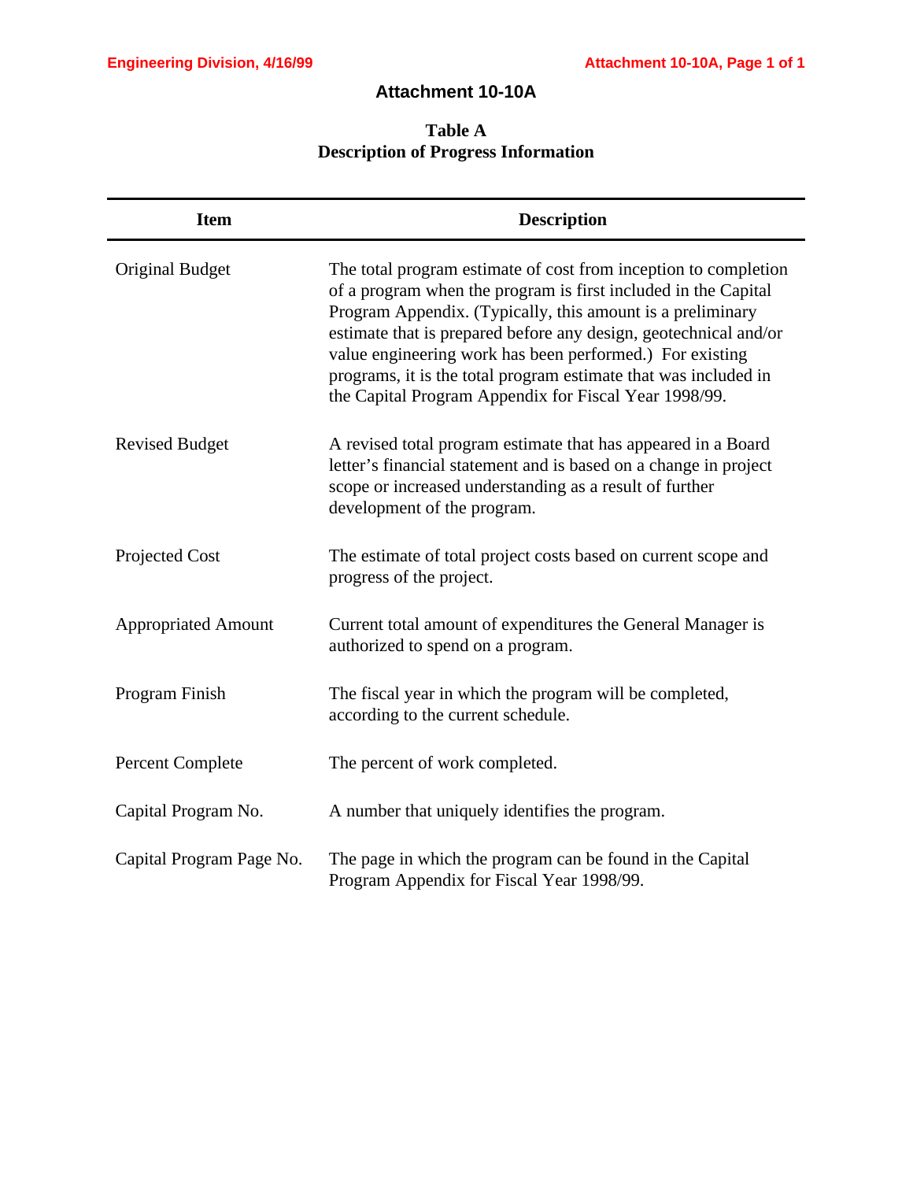# Attachment 10-10A

## Table A
## Description of Progress Information

| Item | Description |
|---|---|
| Original Budget | The total program estimate of cost from inception to completion of a program when the program is first included in the Capital Program Appendix. (Typically, this amount is a preliminary estimate that is prepared before any design, geotechnical and/or value engineering work has been performed.) For existing programs, it is the total program estimate that was included in the Capital Program Appendix for Fiscal Year 1998/99. |
| Revised Budget | A revised total program estimate that has appeared in a Board letter's financial statement and is based on a change in project scope or increased understanding as a result of further development of the program. |
| Projected Cost | The estimate of total project costs based on current scope and progress of the project. |
| Appropriated Amount | Current total amount of expenditures the General Manager is authorized to spend on a program. |
| Program Finish | The fiscal year in which the program will be completed, according to the current schedule. |
| Percent Complete | The percent of work completed. |
| Capital Program No. | A number that uniquely identifies the program. |
| Capital Program Page No. | The page in which the program can be found in the Capital Program Appendix for Fiscal Year 1998/99. |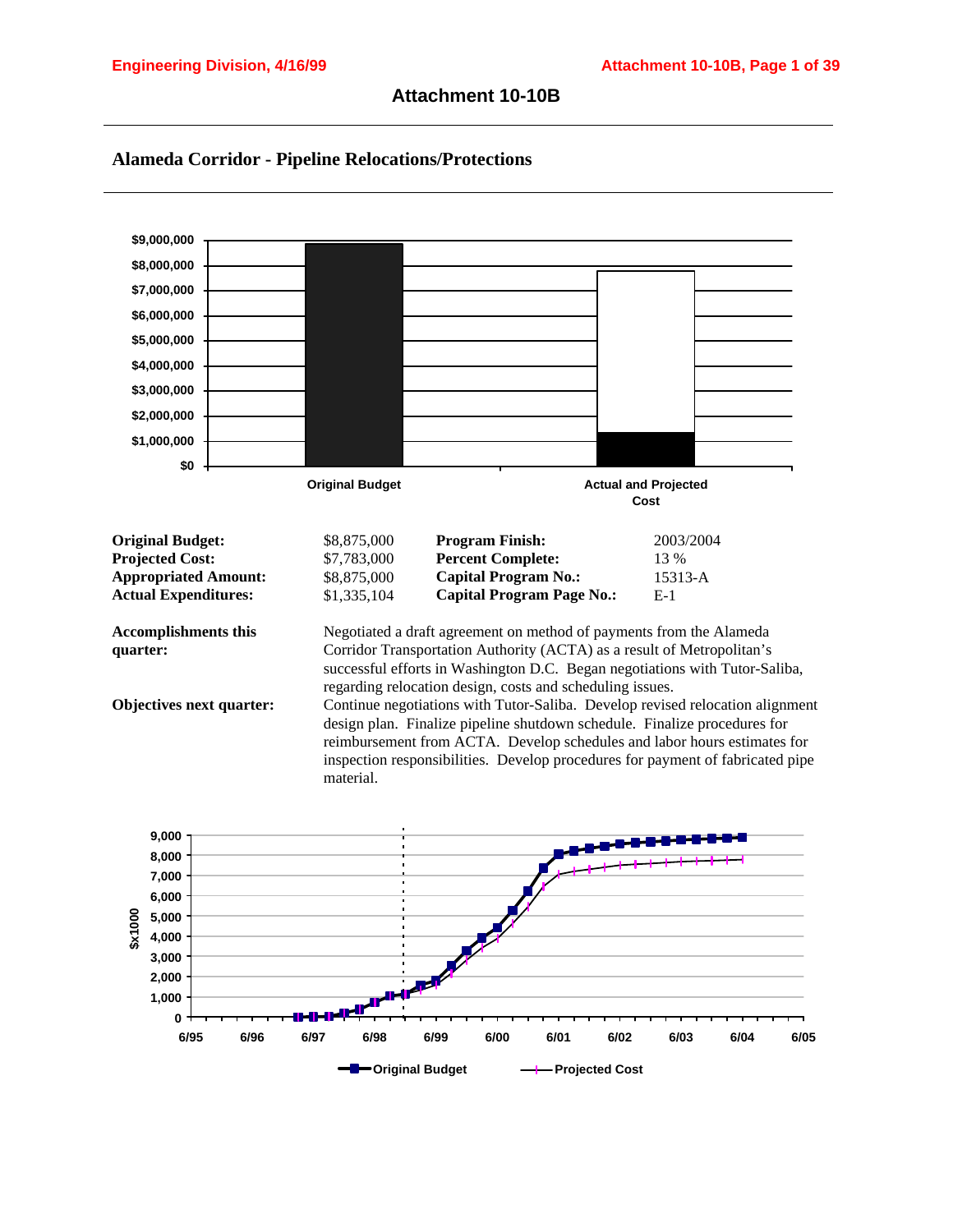# Attachment 10-10B

## Alameda Corridor - Pipeline Relocations/Protections

| | | | |
|---|---|---|---|
| **Original Budget:** | $8,875,000 | **Program Finish:** | 2003/2004 |
| **Projected Cost:** | $7,783,000 | **Percent Complete:** | 13 % |
| **Appropriated Amount:** | $8,875,000 | **Capital Program No.:** | 15313-A |
| **Actual Expenditures:** | $1,335,104 | **Capital Program Page No.:** | E-1 |

**Accomplishments this quarter:** Negotiated a draft agreement on method of payments from the Alameda Corridor Transportation Authority (ACTA) as a result of Metropolitan's successful efforts in Washington D.C. Began negotiations with Tutor-Saliba, regarding relocation design, costs and scheduling issues.

**Objectives next quarter:** Continue negotiations with Tutor-Saliba. Develop revised relocation alignment design plan. Finalize pipeline shutdown schedule. Finalize procedures for reimbursement from ACTA. Develop schedules and labor hours estimates for inspection responsibilities. Develop procedures for payment of fabricated pipe material.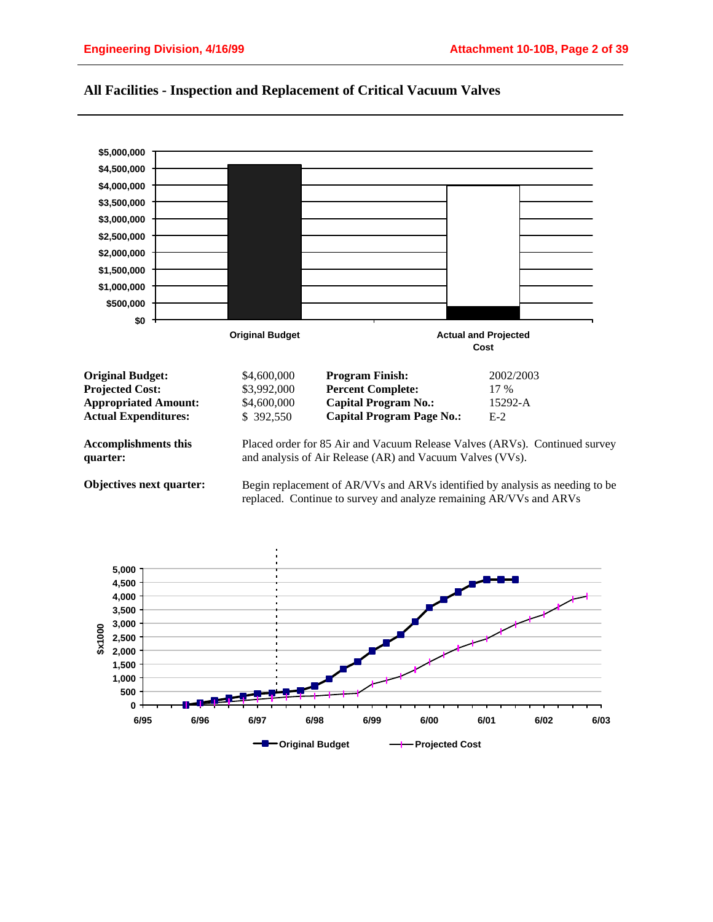## All Facilities - Inspection and Replacement of Critical Vacuum Valves

| | | | |
|---|---|---|---|
| **Original Budget:** | $4,600,000 | **Program Finish:** | 2002/2003 |
| **Projected Cost:** | $3,992,000 | **Percent Complete:** | 17 % |
| **Appropriated Amount:** | $4,600,000 | **Capital Program No.:** | 15292-A |
| **Actual Expenditures:** | $ 392,550 | **Capital Program Page No.:** | E-2 |

**Accomplishments this quarter:** Placed order for 85 Air and Vacuum Release Valves (ARVs). Continued survey and analysis of Air Release (AR) and Vacuum Valves (VVs).

**Objectives next quarter:** Begin replacement of AR/VVs and ARVs identified by analysis as needing to be replaced. Continue to survey and analyze remaining AR/VVs and ARVs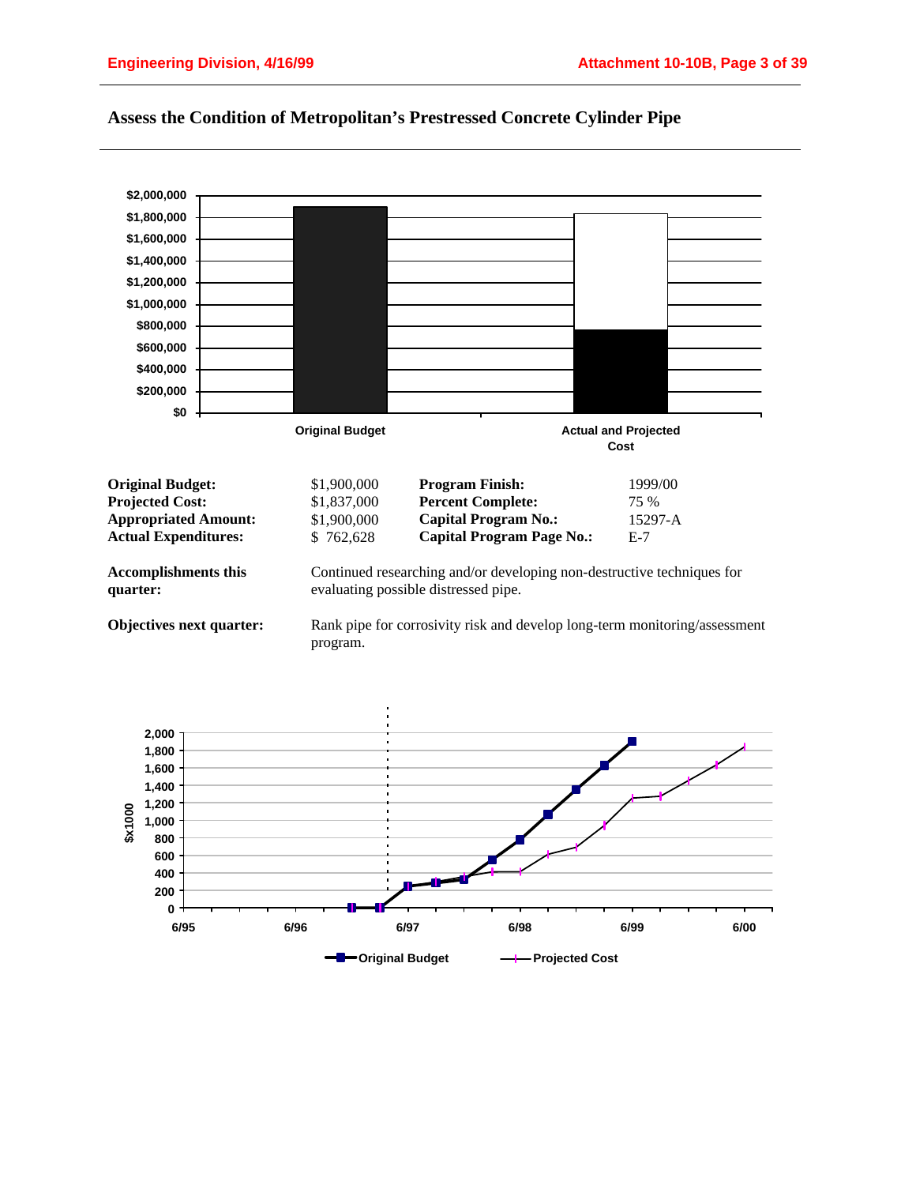## Assess the Condition of Metropolitan's Prestressed Concrete Cylinder Pipe

| | | | |
|---|---|---|---|
| **Original Budget:** | $1,900,000 | **Program Finish:** | 1999/00 |
| **Projected Cost:** | $1,837,000 | **Percent Complete:** | 75 % |
| **Appropriated Amount:** | $1,900,000 | **Capital Program No.:** | 15297-A |
| **Actual Expenditures:** | $ 762,628 | **Capital Program Page No.:** | E-7 |

**Accomplishments this quarter:** Continued researching and/or developing non-destructive techniques for evaluating possible distressed pipe.

**Objectives next quarter:** Rank pipe for corrosivity risk and develop long-term monitoring/assessment program.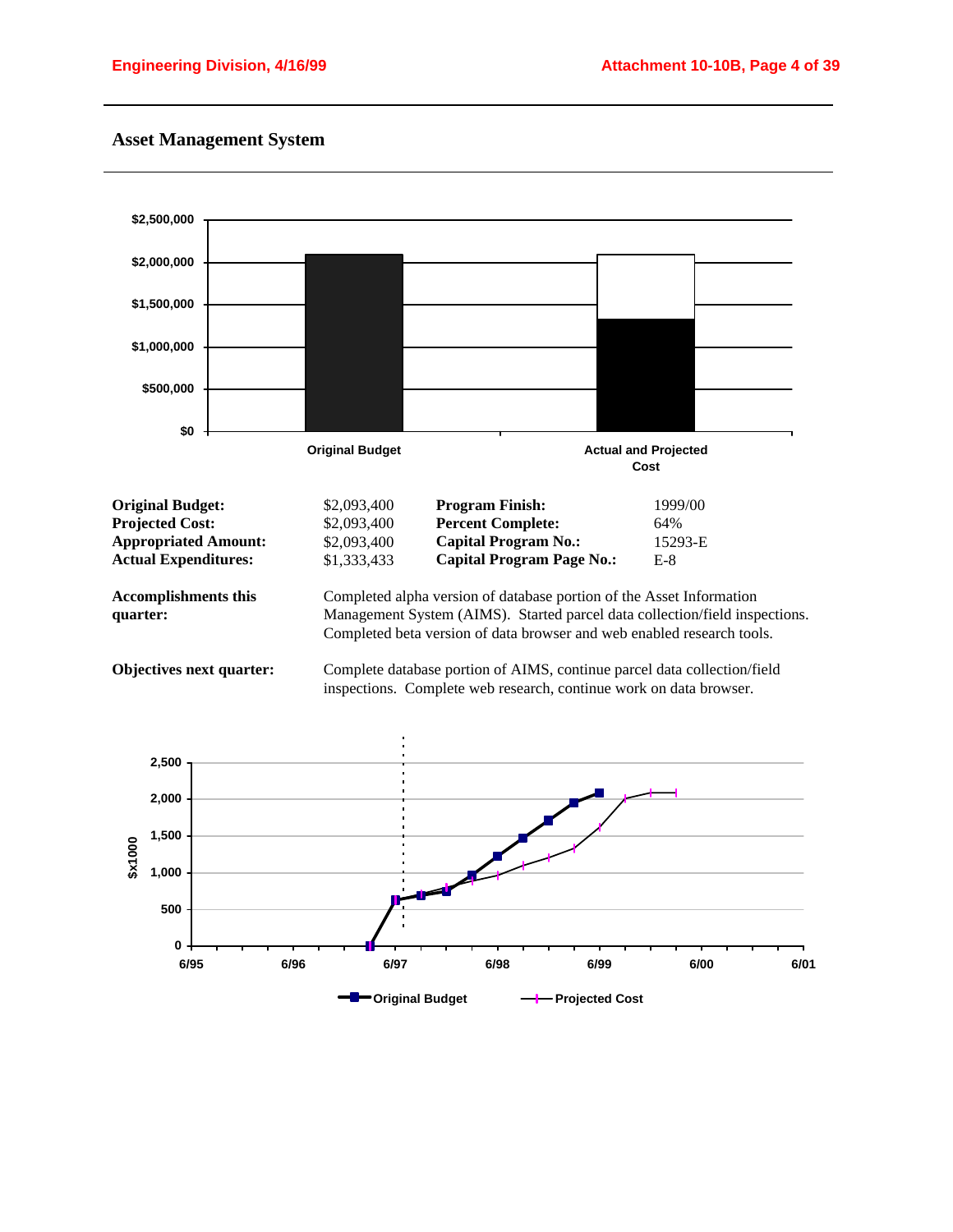## Asset Management System

| | | | |
|---|---|---|---|
| **Original Budget:** | $2,093,400 | **Program Finish:** | 1999/00 |
| **Projected Cost:** | $2,093,400 | **Percent Complete:** | 64% |
| **Appropriated Amount:** | $2,093,400 | **Capital Program No.:** | 15293-E |
| **Actual Expenditures:** | $1,333,433 | **Capital Program Page No.:** | E-8 |

**Accomplishments this quarter:** Completed alpha version of database portion of the Asset Information Management System (AIMS). Started parcel data collection/field inspections. Completed beta version of data browser and web enabled research tools.

**Objectives next quarter:** Complete database portion of AIMS, continue parcel data collection/field inspections. Complete web research, continue work on data browser.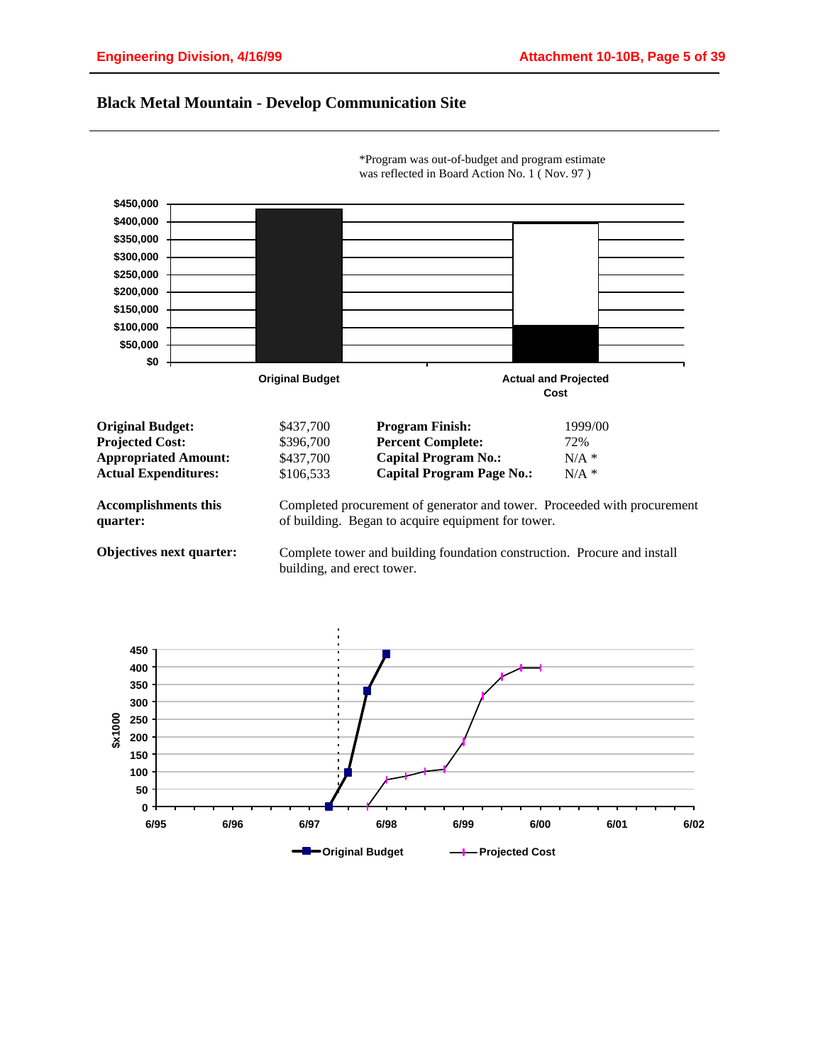# Black Metal Mountain - Develop Communication Site

*Program was out-of-budget and program estimate was reflected in Board Action No. 1 ( Nov. 97 )

| | | | |
|---|---|---|---|
| **Original Budget:** | $437,700 | **Program Finish:** | 1999/00 |
| **Projected Cost:** | $396,700 | **Percent Complete:** | 72% |
| **Appropriated Amount:** | $437,700 | **Capital Program No.:** | N/A * |
| **Actual Expenditures:** | $106,533 | **Capital Program Page No.:** | N/A * |

**Accomplishments this quarter:** Completed procurement of generator and tower. Proceeded with procurement of building. Began to acquire equipment for tower.

**Objectives next quarter:** Complete tower and building foundation construction. Procure and install building, and erect tower.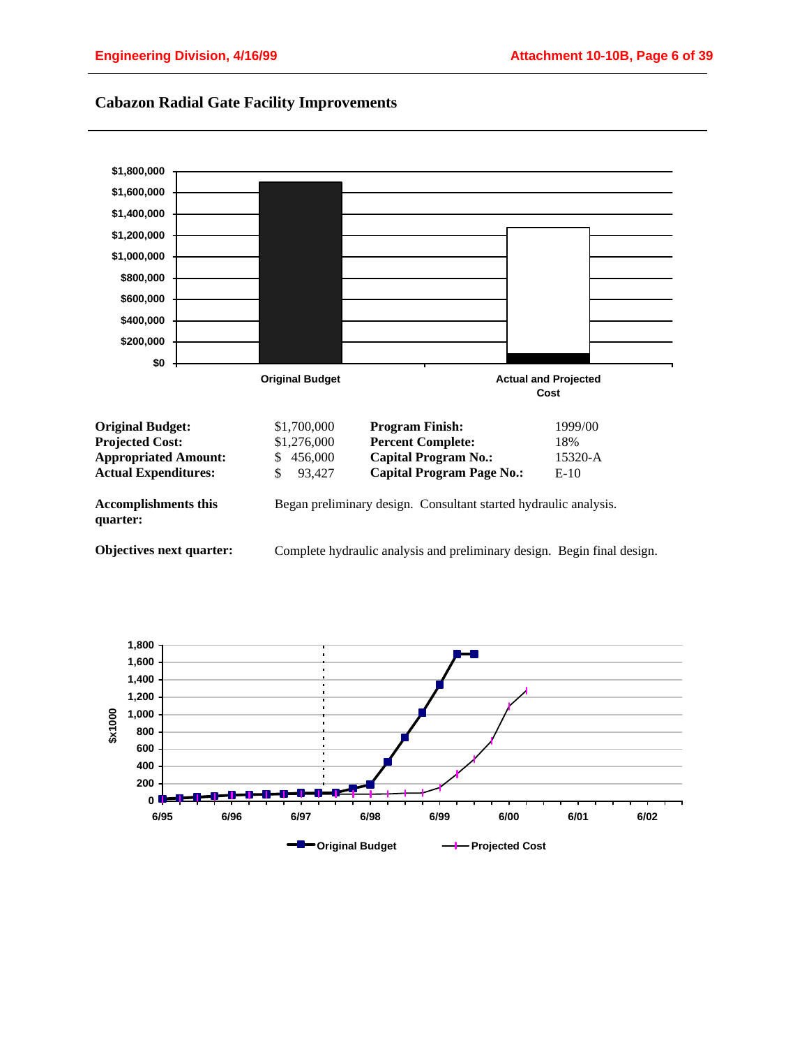# Cabazon Radial Gate Facility Improvements

| | | | |
|---|---|---|---|
| **Original Budget:** | $1,700,000 | **Program Finish:** | 1999/00 |
| **Projected Cost:** | $1,276,000 | **Percent Complete:** | 18% |
| **Appropriated Amount:** | $ 456,000 | **Capital Program No.:** | 15320-A |
| **Actual Expenditures:** | $ 93,427 | **Capital Program Page No.:** | E-10 |

**Accomplishments this quarter:** Began preliminary design. Consultant started hydraulic analysis.

**Objectives next quarter:** Complete hydraulic analysis and preliminary design. Begin final design.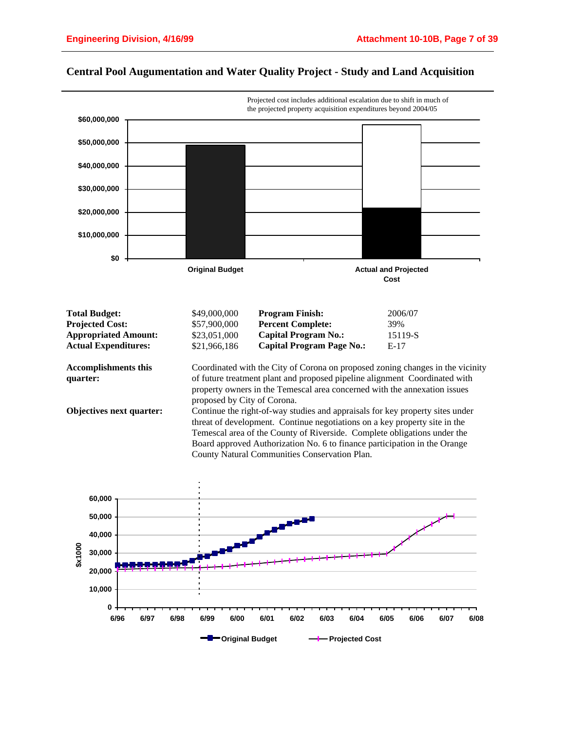## Central Pool Augumentation and Water Quality Project - Study and Land Acquisition

Projected cost includes additional escalation due to shift in much of the projected property acquisition expenditures beyond 2004/05

| | | | |
|---|---|---|---|
| **Total Budget:** | $49,000,000 | **Program Finish:** | 2006/07 |
| **Projected Cost:** | $57,900,000 | **Percent Complete:** | 39% |
| **Appropriated Amount:** | $23,051,000 | **Capital Program No.:** | 15119-S |
| **Actual Expenditures:** | $21,966,186 | **Capital Program Page No.:** | E-17 |

**Accomplishments this quarter:** Coordinated with the City of Corona on proposed zoning changes in the vicinity of future treatment plant and proposed pipeline alignment Coordinated with property owners in the Temescal area concerned with the annexation issues proposed by City of Corona.

**Objectives next quarter:** Continue the right-of-way studies and appraisals for key property sites under threat of development. Continue negotiations on a key property site in the Temescal area of the County of Riverside. Complete obligations under the Board approved Authorization No. 6 to finance participation in the Orange County Natural Communities Conservation Plan.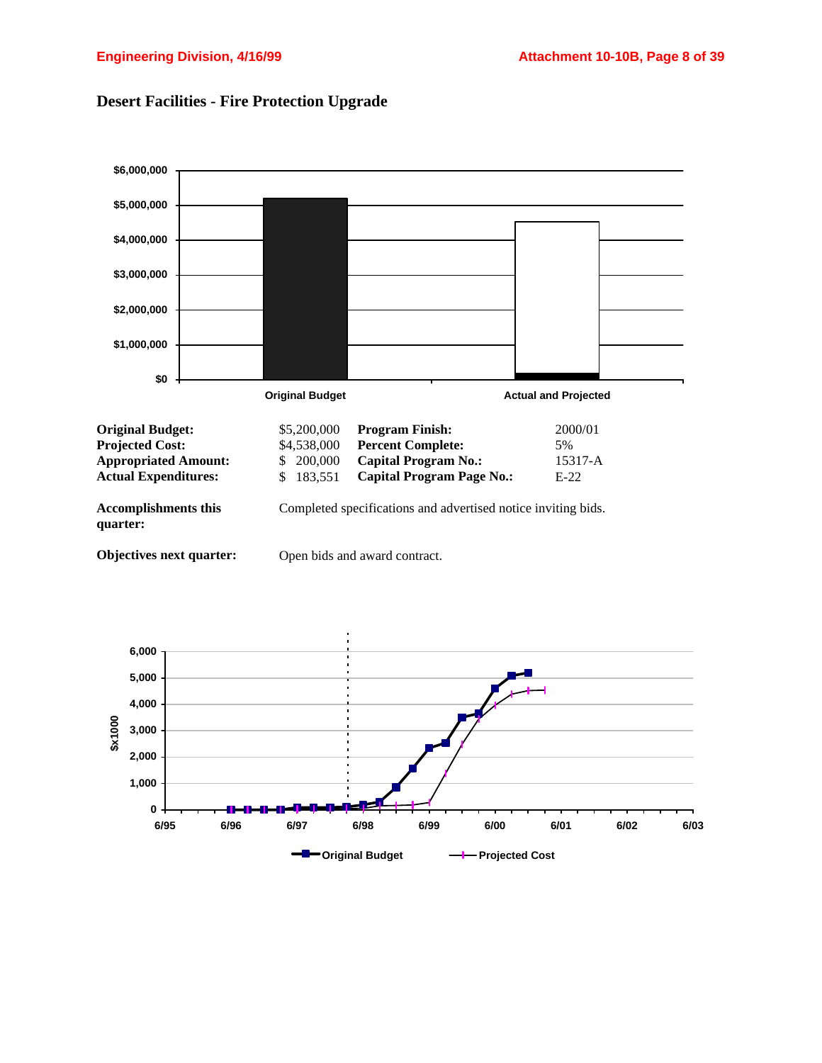## Desert Facilities - Fire Protection Upgrade

| | | | |
|---|---|---|---|
| **Original Budget:** | $5,200,000 | **Program Finish:** | 2000/01 |
| **Projected Cost:** | $4,538,000 | **Percent Complete:** | 5% |
| **Appropriated Amount:** | $ 200,000 | **Capital Program No.:** | 15317-A |
| **Actual Expenditures:** | $ 183,551 | **Capital Program Page No.:** | E-22 |

**Accomplishments this quarter:** Completed specifications and advertised notice inviting bids.

**Objectives next quarter:** Open bids and award contract.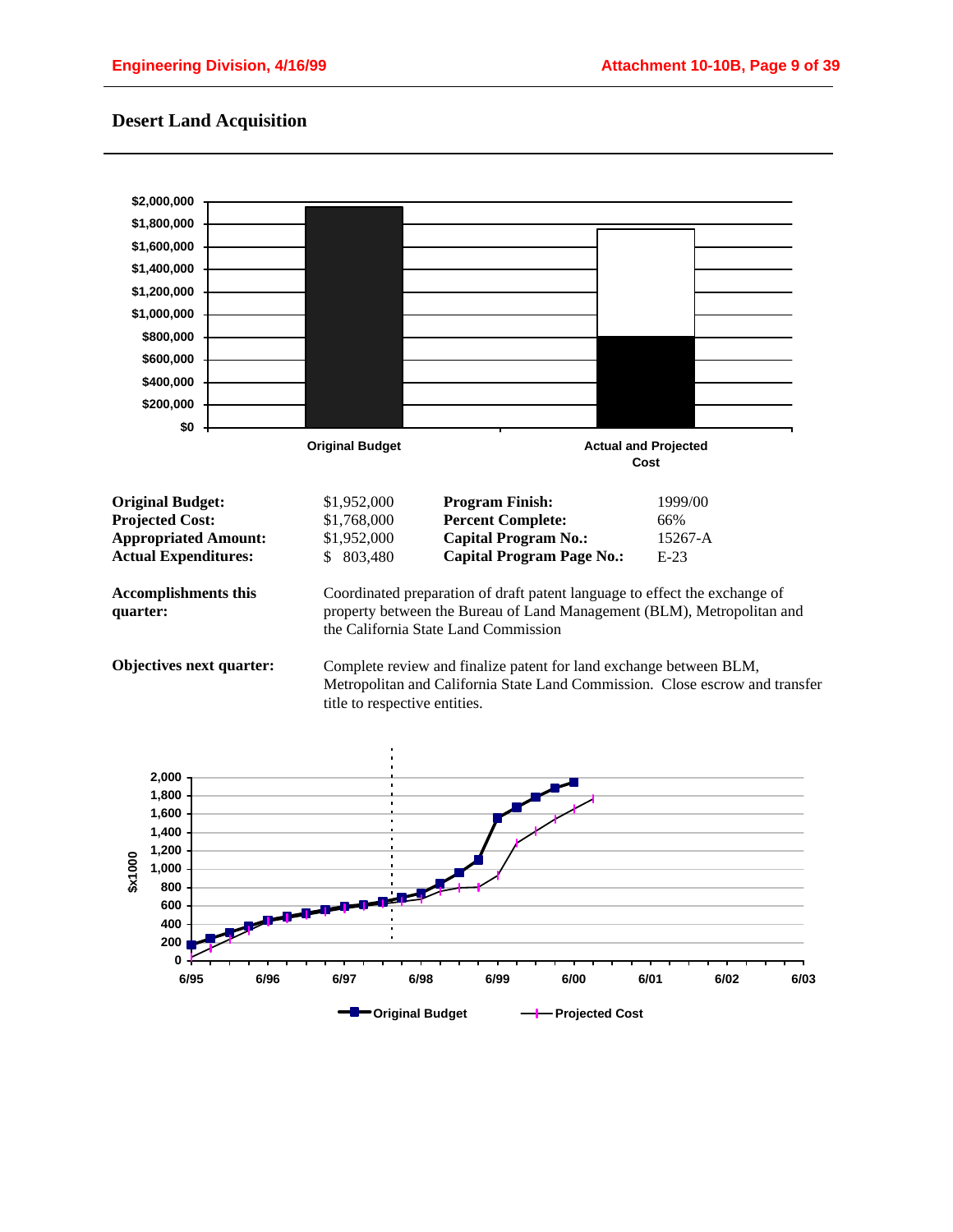## Desert Land Acquisition

| | | | |
|---|---|---|---|
| **Original Budget:** | $1,952,000 | **Program Finish:** | 1999/00 |
| **Projected Cost:** | $1,768,000 | **Percent Complete:** | 66% |
| **Appropriated Amount:** | $1,952,000 | **Capital Program No.:** | 15267-A |
| **Actual Expenditures:** | $ 803,480 | **Capital Program Page No.:** | E-23 |

**Accomplishments this quarter:** Coordinated preparation of draft patent language to effect the exchange of property between the Bureau of Land Management (BLM), Metropolitan and the California State Land Commission

**Objectives next quarter:** Complete review and finalize patent for land exchange between BLM, Metropolitan and California State Land Commission. Close escrow and transfer title to respective entities.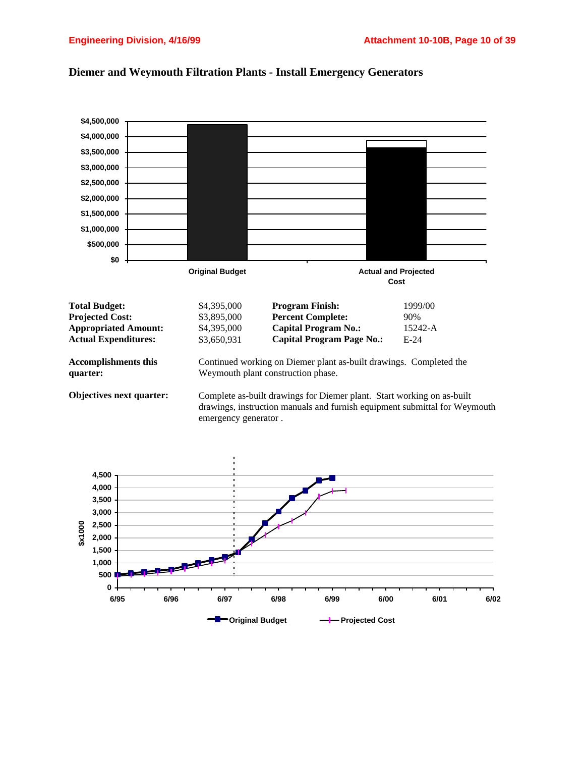## Diemer and Weymouth Filtration Plants - Install Emergency Generators

| | | | |
|---|---|---|---|
| **Total Budget:** | $4,395,000 | **Program Finish:** | 1999/00 |
| **Projected Cost:** | $3,895,000 | **Percent Complete:** | 90% |
| **Appropriated Amount:** | $4,395,000 | **Capital Program No.:** | 15242-A |
| **Actual Expenditures:** | $3,650,931 | **Capital Program Page No.:** | E-24 |

**Accomplishments this quarter:** Continued working on Diemer plant as-built drawings. Completed the Weymouth plant construction phase.

**Objectives next quarter:** Complete as-built drawings for Diemer plant. Start working on as-built drawings, instruction manuals and furnish equipment submittal for Weymouth emergency generator .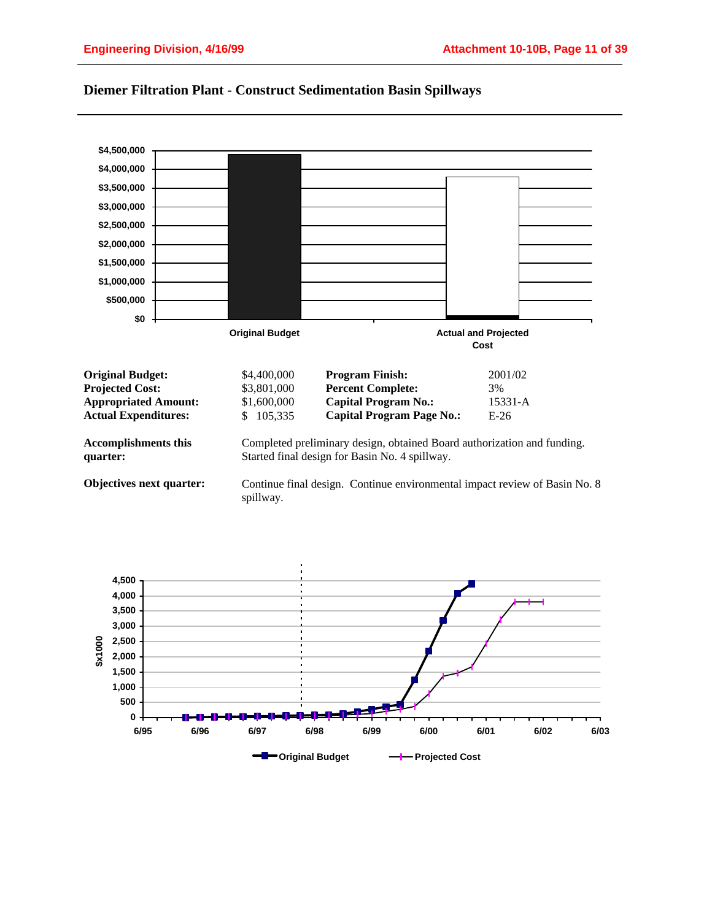## Diemer Filtration Plant - Construct Sedimentation Basin Spillways

| | | | |
|---|---|---|---|
| **Original Budget:** | $4,400,000 | **Program Finish:** | 2001/02 |
| **Projected Cost:** | $3,801,000 | **Percent Complete:** | 3% |
| **Appropriated Amount:** | $1,600,000 | **Capital Program No.:** | 15331-A |
| **Actual Expenditures:** | $ 105,335 | **Capital Program Page No.:** | E-26 |

**Accomplishments this quarter:** Completed preliminary design, obtained Board authorization and funding. Started final design for Basin No. 4 spillway.

**Objectives next quarter:** Continue final design. Continue environmental impact review of Basin No. 8 spillway.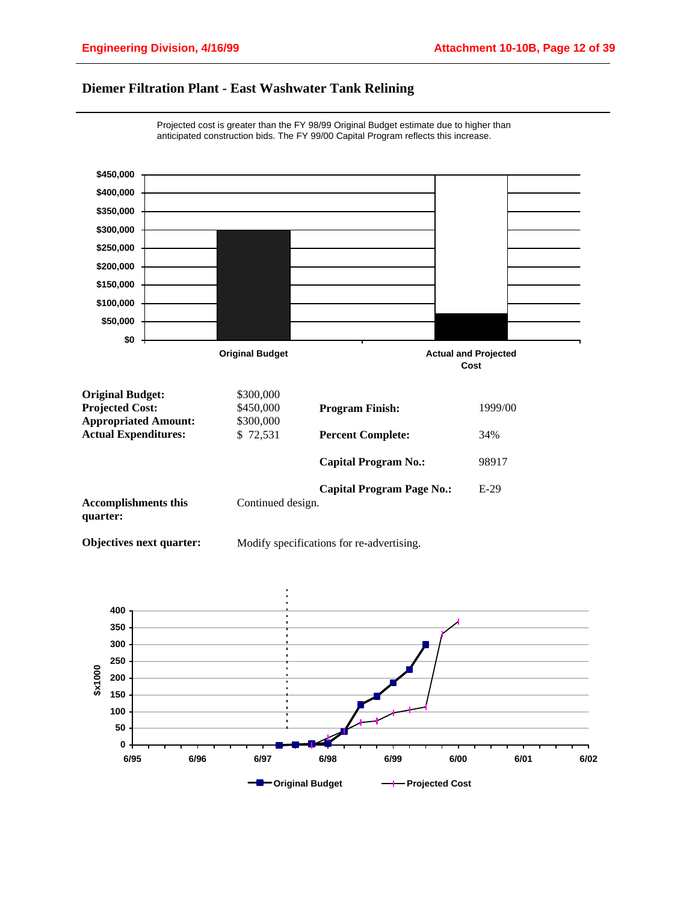## Diemer Filtration Plant - East Washwater Tank Relining

Projected cost is greater than the FY 98/99 Original Budget estimate due to higher than anticipated construction bids. The FY 99/00 Capital Program reflects this increase.

| | | | |
|---|---|---|---|
| **Original Budget:** | $300,000 | | |
| **Projected Cost:** | $450,000 | **Program Finish:** | 1999/00 |
| **Appropriated Amount:** | $300,000 | | |
| **Actual Expenditures:** | $ 72,531 | **Percent Complete:** | 34% |
| | | **Capital Program No.:** | 98917 |
| | | **Capital Program Page No.:** | E-29 |

**Accomplishments this quarter:** Continued design.

**Objectives next quarter:** Modify specifications for re-advertising.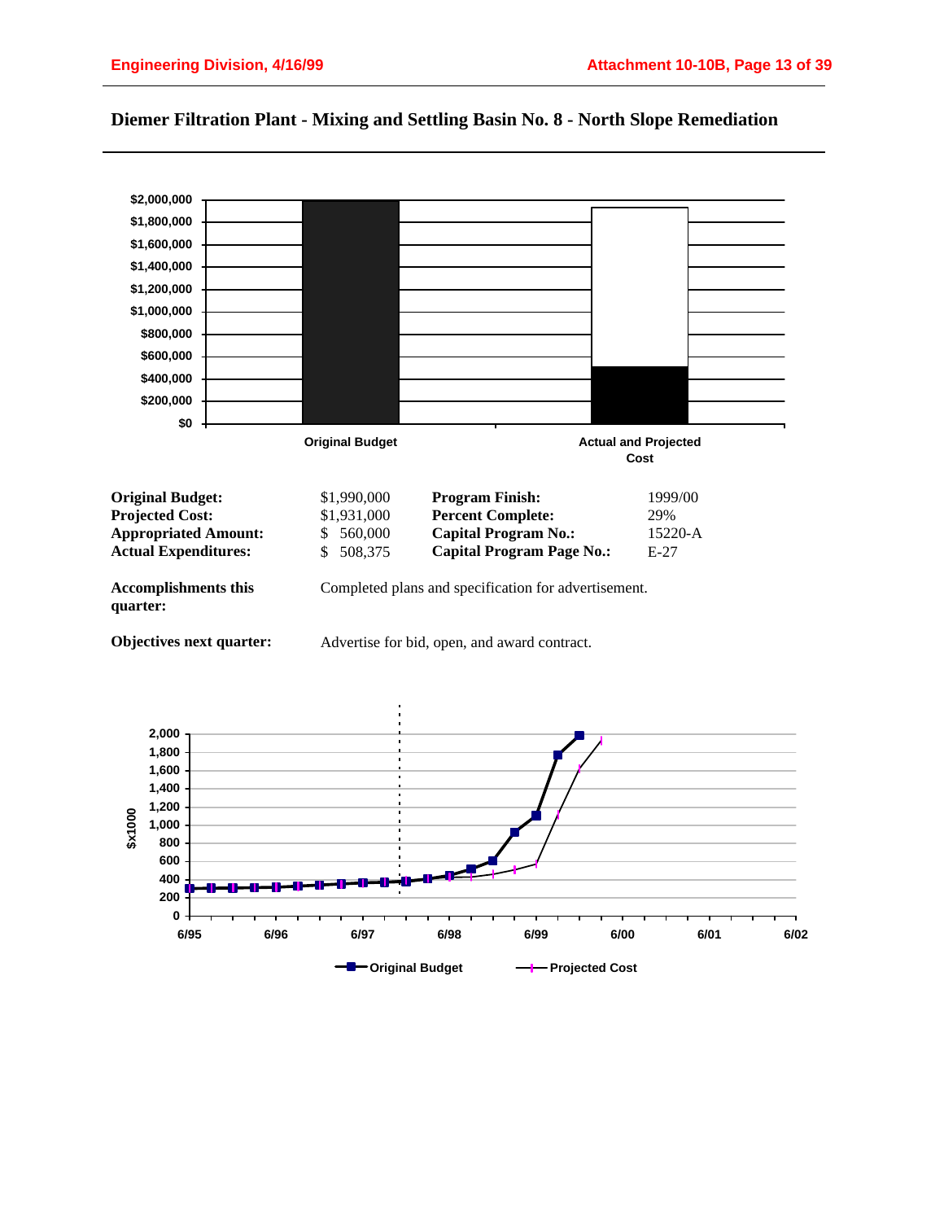# Diemer Filtration Plant - Mixing and Settling Basin No. 8 - North Slope Remediation

| | | | |
|---|---|---|---|
| **Original Budget:** | $1,990,000 | **Program Finish:** | 1999/00 |
| **Projected Cost:** | $1,931,000 | **Percent Complete:** | 29% |
| **Appropriated Amount:** | $ 560,000 | **Capital Program No.:** | 15220-A |
| **Actual Expenditures:** | $ 508,375 | **Capital Program Page No.:** | E-27 |

**Accomplishments this quarter:** Completed plans and specification for advertisement.

**Objectives next quarter:** Advertise for bid, open, and award contract.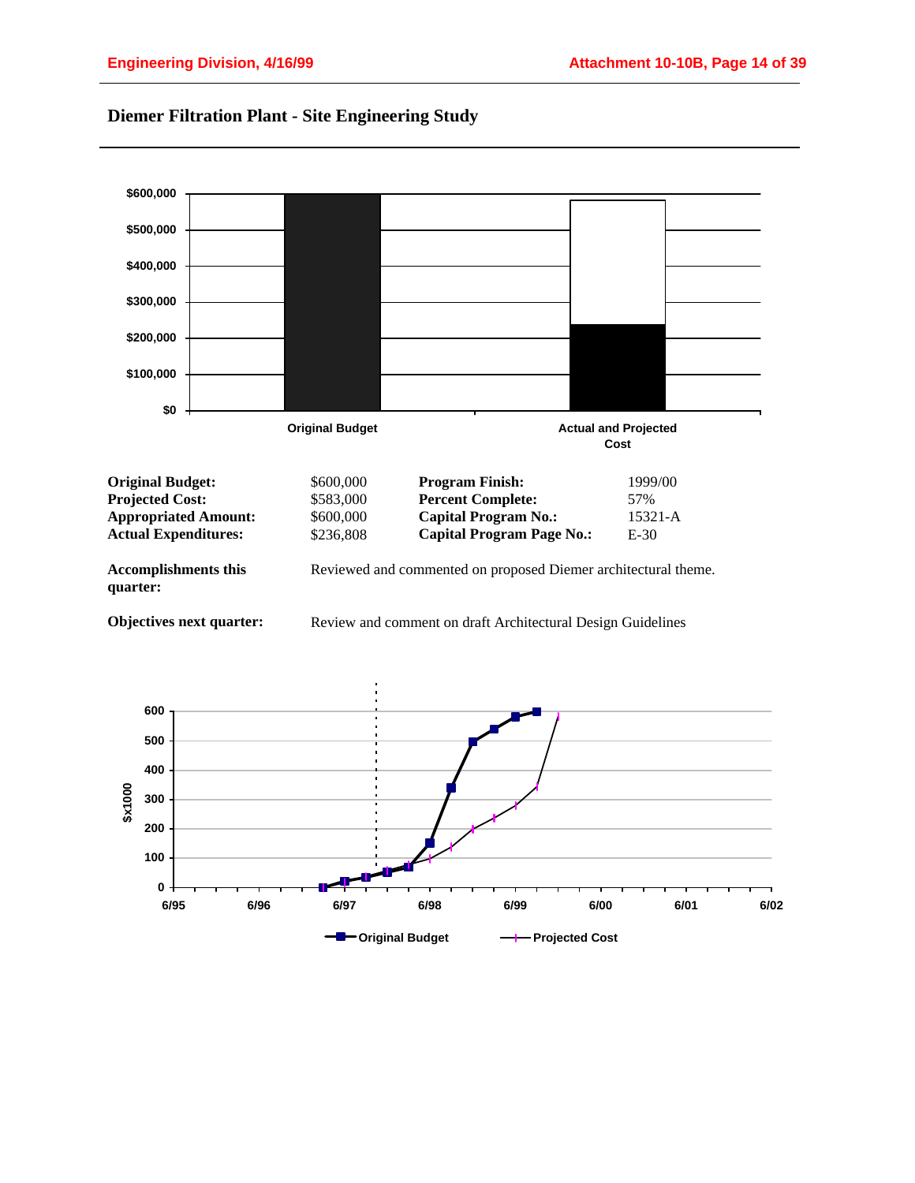## Diemer Filtration Plant - Site Engineering Study

| | | | |
|---|---|---|---|
| **Original Budget:** | $600,000 | **Program Finish:** | 1999/00 |
| **Projected Cost:** | $583,000 | **Percent Complete:** | 57% |
| **Appropriated Amount:** | $600,000 | **Capital Program No.:** | 15321-A |
| **Actual Expenditures:** | $236,808 | **Capital Program Page No.:** | E-30 |

**Accomplishments this quarter:** Reviewed and commented on proposed Diemer architectural theme.

**Objectives next quarter:** Review and comment on draft Architectural Design Guidelines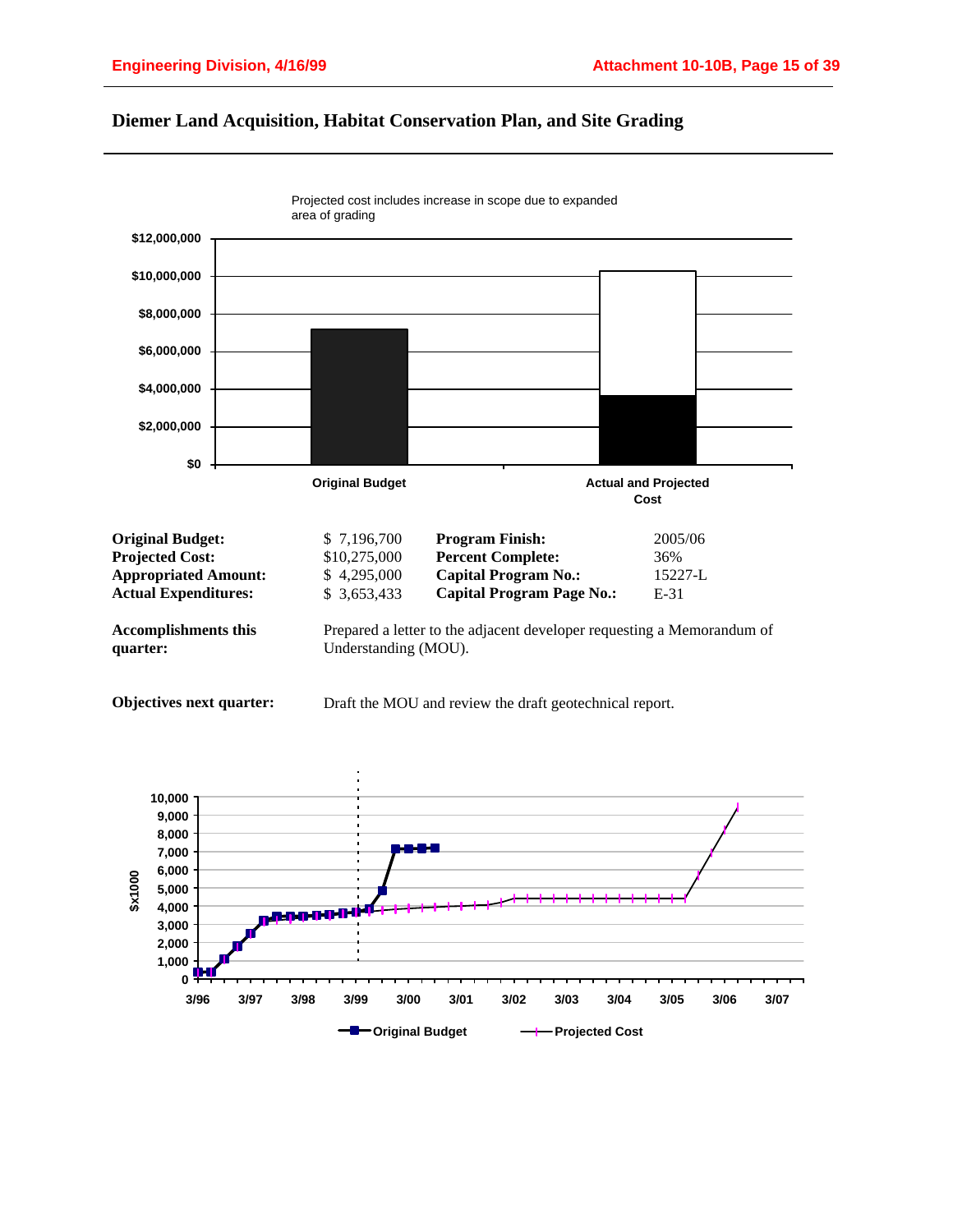## Diemer Land Acquisition, Habitat Conservation Plan, and Site Grading

Projected cost includes increase in scope due to expanded area of grading

| | | | |
|---|---|---|---|
| **Original Budget:** | $ 7,196,700 | **Program Finish:** | 2005/06 |
| **Projected Cost:** | $10,275,000 | **Percent Complete:** | 36% |
| **Appropriated Amount:** | $ 4,295,000 | **Capital Program No.:** | 15227-L |
| **Actual Expenditures:** | $ 3,653,433 | **Capital Program Page No.:** | E-31 |

**Accomplishments this quarter:** Prepared a letter to the adjacent developer requesting a Memorandum of Understanding (MOU).

**Objectives next quarter:** Draft the MOU and review the draft geotechnical report.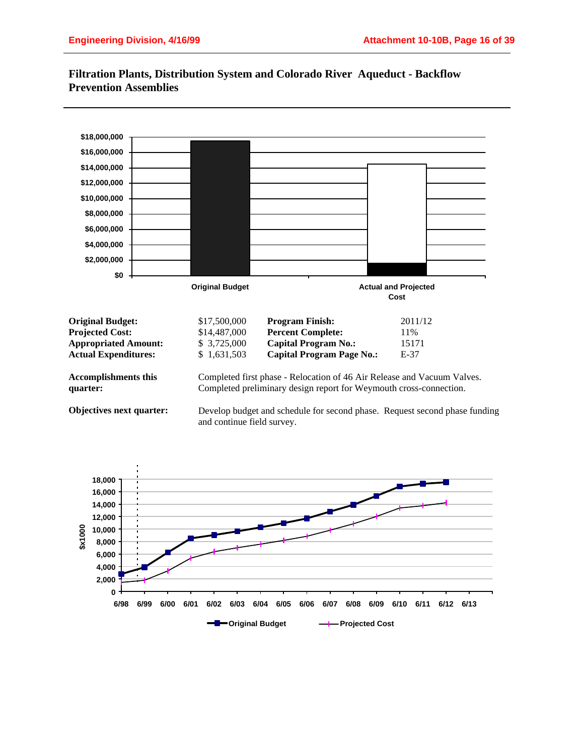# Filtration Plants, Distribution System and Colorado River Aqueduct - Backflow Prevention Assemblies

| | | | |
|---|---|---|---|
| **Original Budget:** | $17,500,000 | **Program Finish:** | 2011/12 |
| **Projected Cost:** | $14,487,000 | **Percent Complete:** | 11% |
| **Appropriated Amount:** | $ 3,725,000 | **Capital Program No.:** | 15171 |
| **Actual Expenditures:** | $ 1,631,503 | **Capital Program Page No.:** | E-37 |

**Accomplishments this quarter:** Completed first phase - Relocation of 46 Air Release and Vacuum Valves. Completed preliminary design report for Weymouth cross-connection.

**Objectives next quarter:** Develop budget and schedule for second phase. Request second phase funding and continue field survey.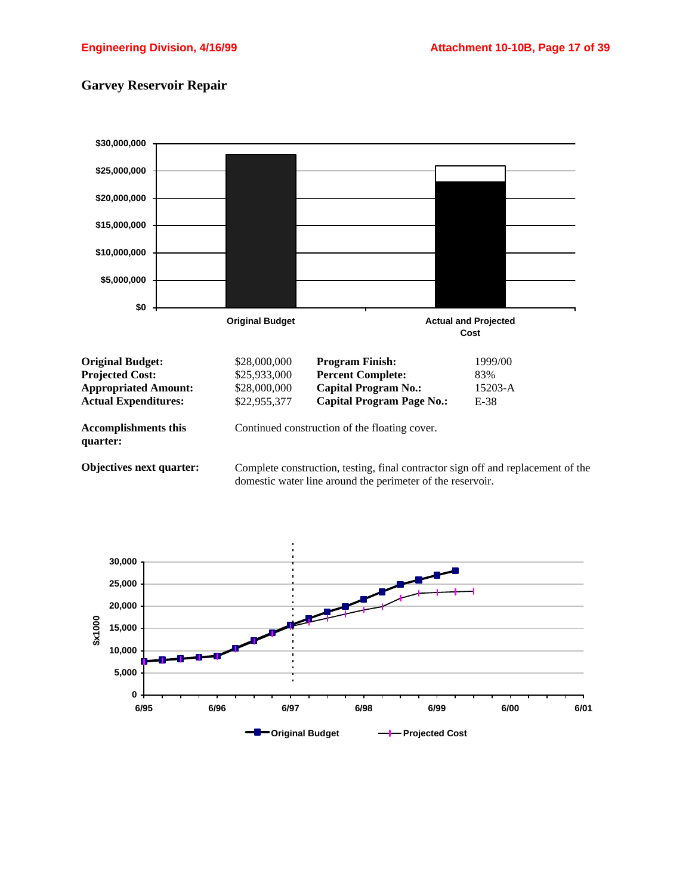# Garvey Reservoir Repair

| | | | |
|---|---|---|---|
| **Original Budget:** | $28,000,000 | **Program Finish:** | 1999/00 |
| **Projected Cost:** | $25,933,000 | **Percent Complete:** | 83% |
| **Appropriated Amount:** | $28,000,000 | **Capital Program No.:** | 15203-A |
| **Actual Expenditures:** | $22,955,377 | **Capital Program Page No.:** | E-38 |

**Accomplishments this quarter:** Continued construction of the floating cover.

**Objectives next quarter:** Complete construction, testing, final contractor sign off and replacement of the domestic water line around the perimeter of the reservoir.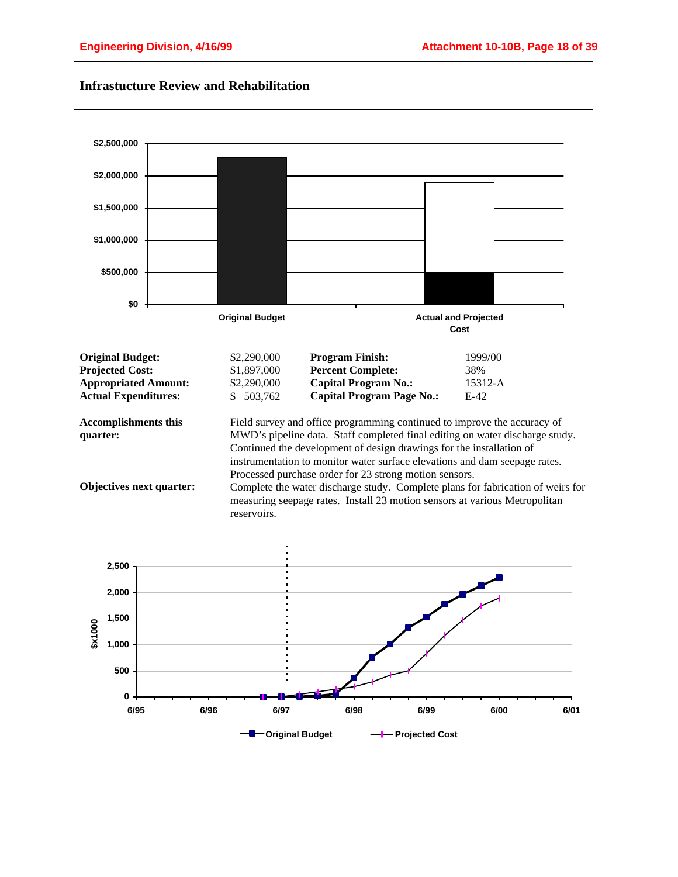## Infrastucture Review and Rehabilitation

| | | | |
|---|---|---|---|
| **Original Budget:** | $2,290,000 | **Program Finish:** | 1999/00 |
| **Projected Cost:** | $1,897,000 | **Percent Complete:** | 38% |
| **Appropriated Amount:** | $2,290,000 | **Capital Program No.:** | 15312-A |
| **Actual Expenditures:** | $ 503,762 | **Capital Program Page No.:** | E-42 |

**Accomplishments this quarter:** Field survey and office programming continued to improve the accuracy of MWD's pipeline data. Staff completed final editing on water discharge study. Continued the development of design drawings for the installation of instrumentation to monitor water surface elevations and dam seepage rates. Processed purchase order for 23 strong motion sensors.

**Objectives next quarter:** Complete the water discharge study. Complete plans for fabrication of weirs for measuring seepage rates. Install 23 motion sensors at various Metropolitan reservoirs.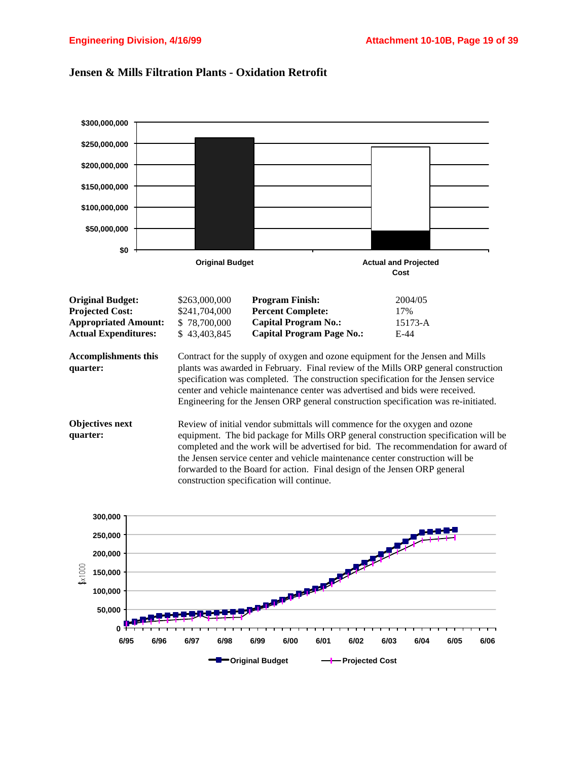## Jensen & Mills Filtration Plants - Oxidation Retrofit

| | | | |
|---|---|---|---|
| **Original Budget:** | $263,000,000 | **Program Finish:** | 2004/05 |
| **Projected Cost:** | $241,704,000 | **Percent Complete:** | 17% |
| **Appropriated Amount:** | $ 78,700,000 | **Capital Program No.:** | 15173-A |
| **Actual Expenditures:** | $ 43,403,845 | **Capital Program Page No.:** | E-44 |

**Accomplishments this quarter:**

Contract for the supply of oxygen and ozone equipment for the Jensen and Mills plants was awarded in February. Final review of the Mills ORP general construction specification was completed. The construction specification for the Jensen service center and vehicle maintenance center was advertised and bids were received. Engineering for the Jensen ORP general construction specification was re-initiated.

**Objectives next quarter:**

Review of initial vendor submittals will commence for the oxygen and ozone equipment. The bid package for Mills ORP general construction specification will be completed and the work will be advertised for bid. The recommendation for award of the Jensen service center and vehicle maintenance center construction will be forwarded to the Board for action. Final design of the Jensen ORP general construction specification will continue.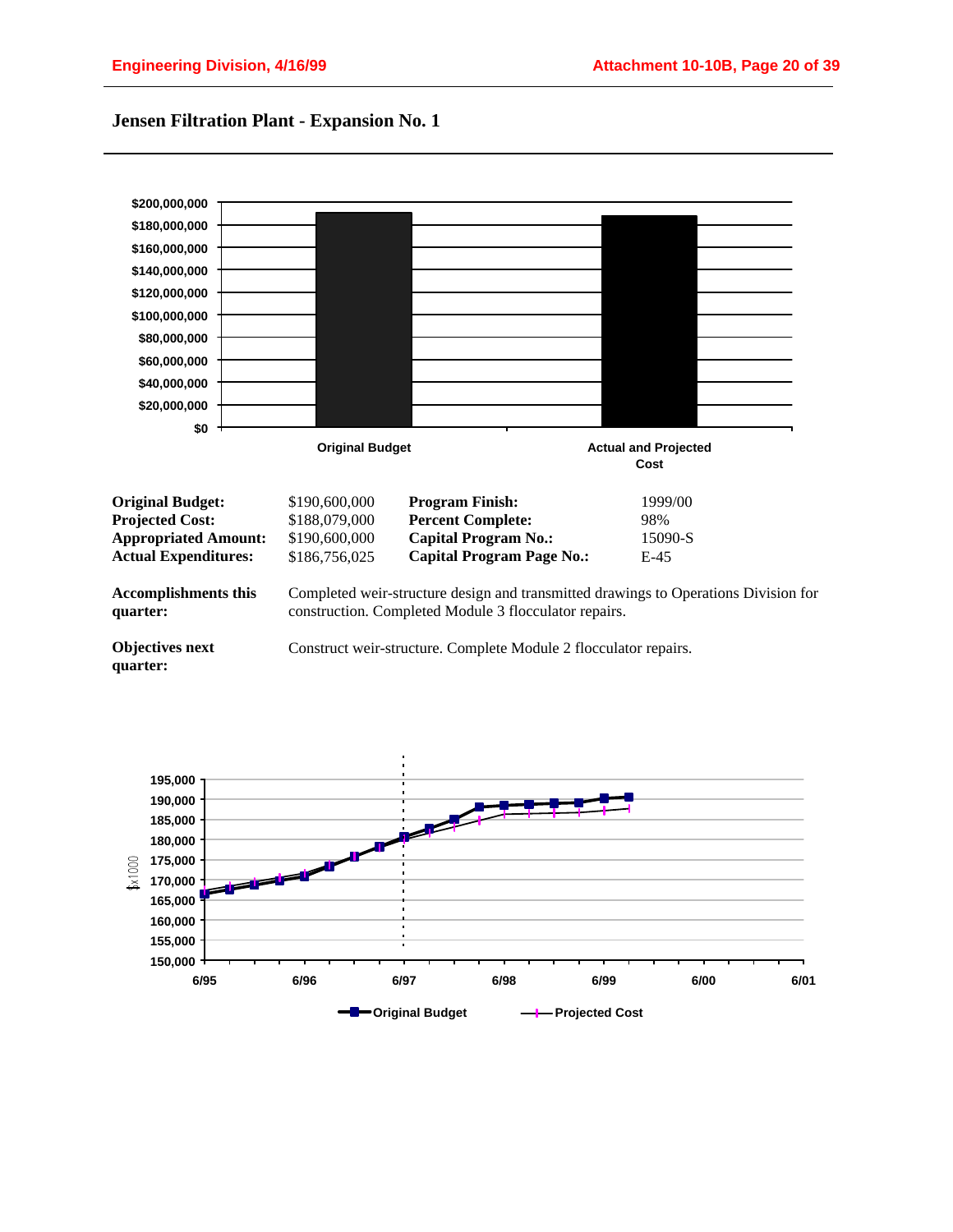# Jensen Filtration Plant - Expansion No. 1

| | | | |
|---|---|---|---|
| **Original Budget:** | $190,600,000 | **Program Finish:** | 1999/00 |
| **Projected Cost:** | $188,079,000 | **Percent Complete:** | 98% |
| **Appropriated Amount:** | $190,600,000 | **Capital Program No.:** | 15090-S |
| **Actual Expenditures:** | $186,756,025 | **Capital Program Page No.:** | E-45 |

**Accomplishments this quarter:** Completed weir-structure design and transmitted drawings to Operations Division for construction. Completed Module 3 flocculator repairs.

**Objectives next quarter:** Construct weir-structure. Complete Module 2 flocculator repairs.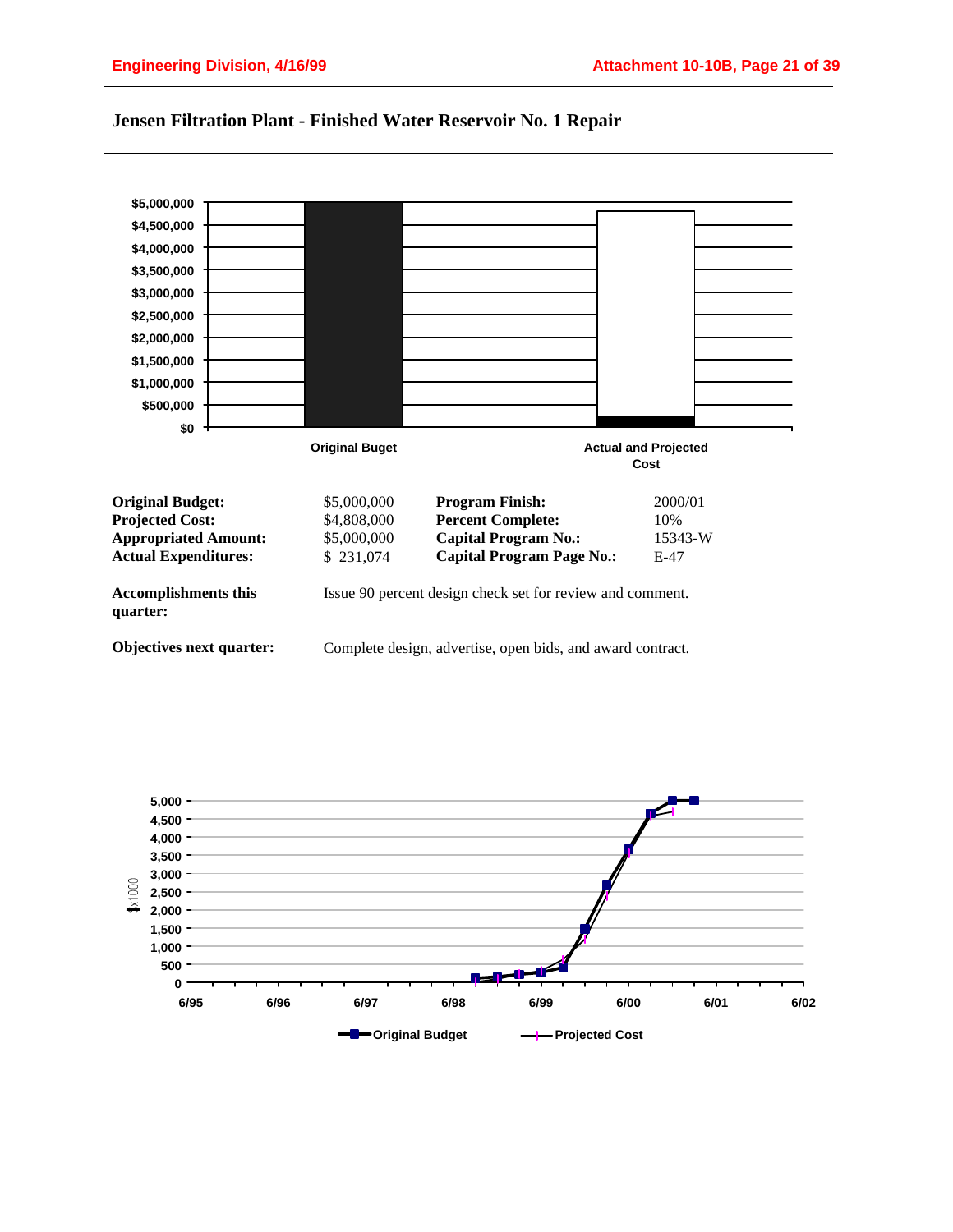# Jensen Filtration Plant - Finished Water Reservoir No. 1 Repair

| | | | |
|---|---|---|---|
| **Original Budget:** | $5,000,000 | **Program Finish:** | 2000/01 |
| **Projected Cost:** | $4,808,000 | **Percent Complete:** | 10% |
| **Appropriated Amount:** | $5,000,000 | **Capital Program No.:** | 15343-W |
| **Actual Expenditures:** | $ 231,074 | **Capital Program Page No.:** | E-47 |

**Accomplishments this quarter:** Issue 90 percent design check set for review and comment.

**Objectives next quarter:** Complete design, advertise, open bids, and award contract.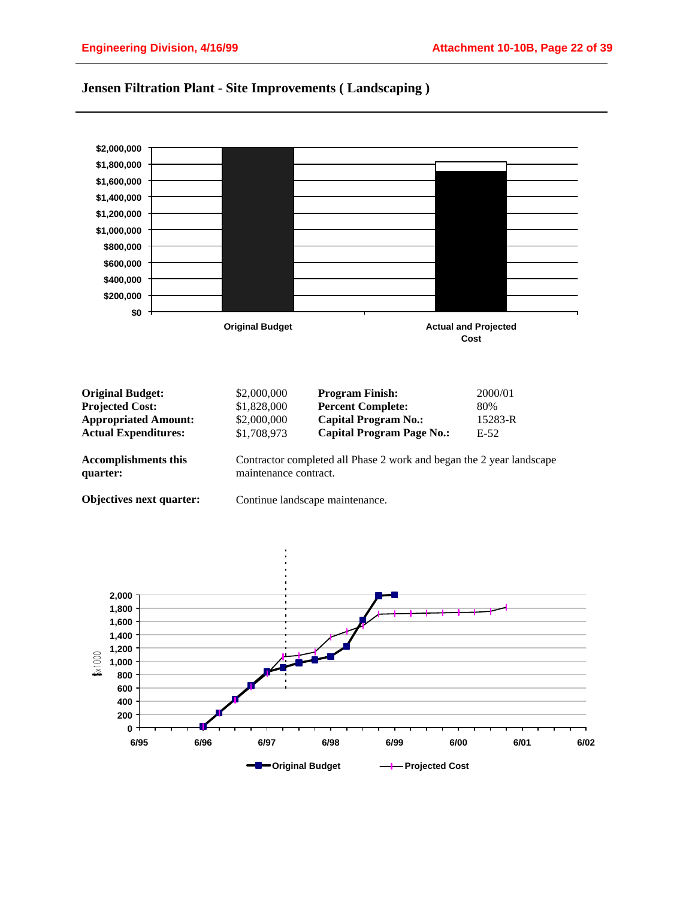## Jensen Filtration Plant - Site Improvements ( Landscaping )

| | | | |
|---|---|---|---|
| **Original Budget:** | $2,000,000 | **Program Finish:** | 2000/01 |
| **Projected Cost:** | $1,828,000 | **Percent Complete:** | 80% |
| **Appropriated Amount:** | $2,000,000 | **Capital Program No.:** | 15283-R |
| **Actual Expenditures:** | $1,708,973 | **Capital Program Page No.:** | E-52 |

**Accomplishments this quarter:** Contractor completed all Phase 2 work and began the 2 year landscape maintenance contract.

**Objectives next quarter:** Continue landscape maintenance.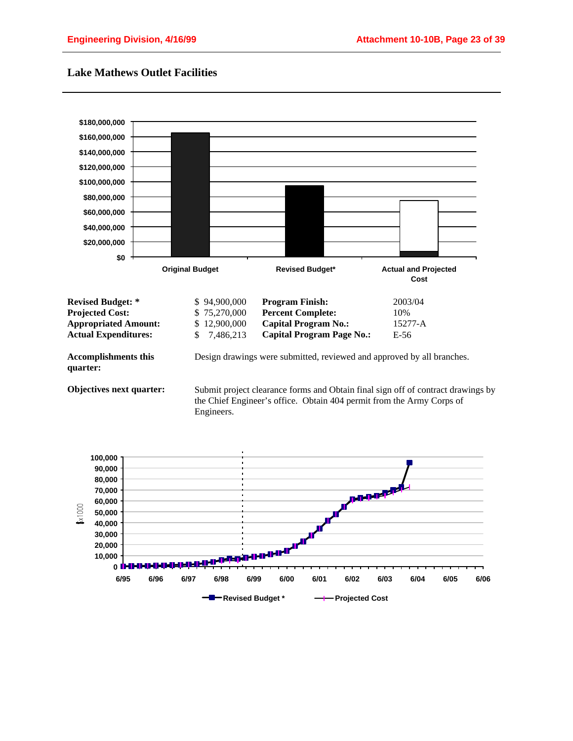## Lake Mathews Outlet Facilities

| | | | |
|---|---|---|---|
| **Revised Budget: *** | $ 94,900,000 | **Program Finish:** | 2003/04 |
| **Projected Cost:** | $ 75,270,000 | **Percent Complete:** | 10% |
| **Appropriated Amount:** | $ 12,900,000 | **Capital Program No.:** | 15277-A |
| **Actual Expenditures:** | $ 7,486,213 | **Capital Program Page No.:** | E-56 |

**Accomplishments this quarter:** Design drawings were submitted, reviewed and approved by all branches.

**Objectives next quarter:** Submit project clearance forms and Obtain final sign off of contract drawings by the Chief Engineer's office. Obtain 404 permit from the Army Corps of Engineers.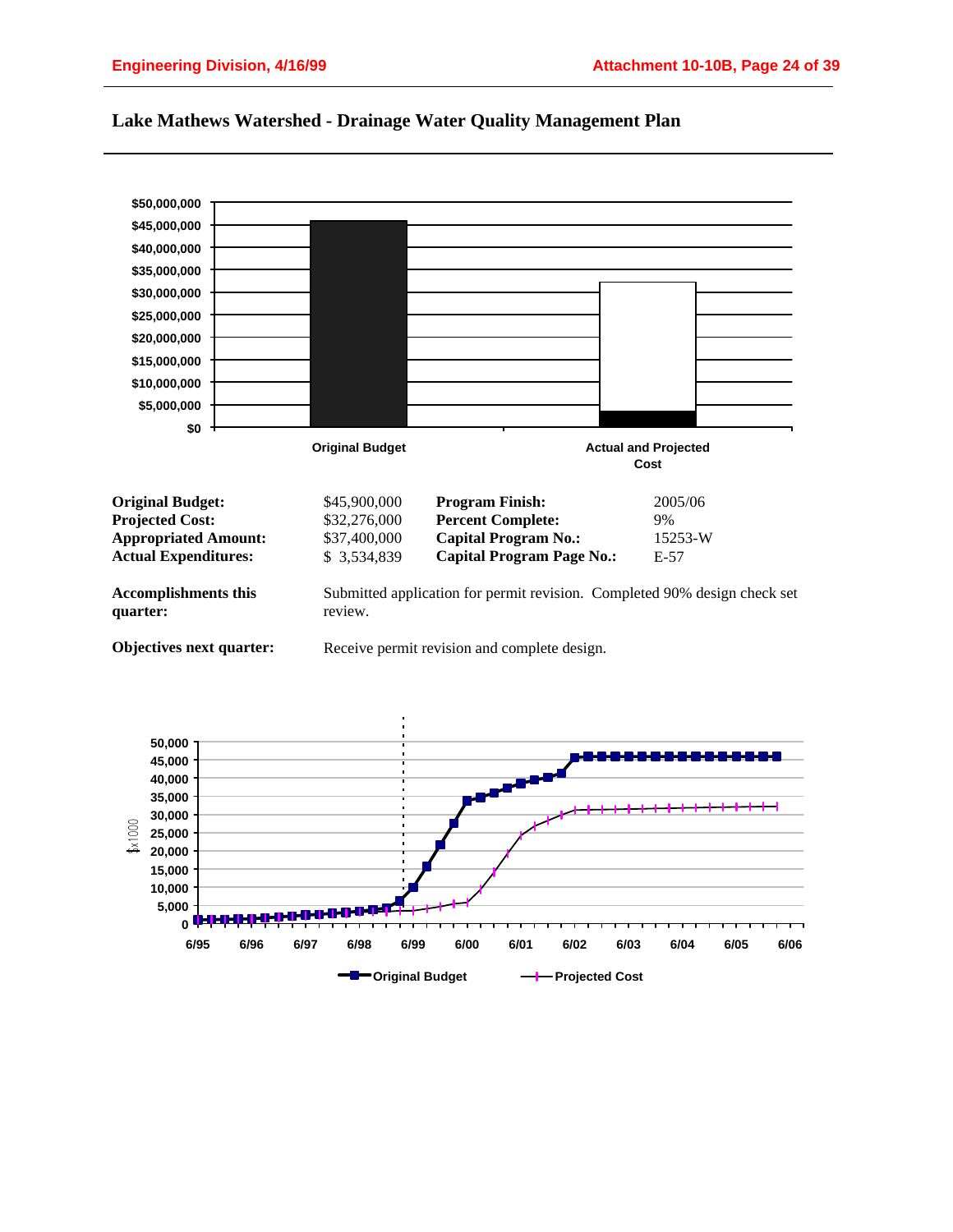## Lake Mathews Watershed - Drainage Water Quality Management Plan

| | | | |
|---|---|---|---|
| **Original Budget:** | $45,900,000 | **Program Finish:** | 2005/06 |
| **Projected Cost:** | $32,276,000 | **Percent Complete:** | 9% |
| **Appropriated Amount:** | $37,400,000 | **Capital Program No.:** | 15253-W |
| **Actual Expenditures:** | $ 3,534,839 | **Capital Program Page No.:** | E-57 |

**Accomplishments this quarter:** Submitted application for permit revision. Completed 90% design check set review.

**Objectives next quarter:** Receive permit revision and complete design.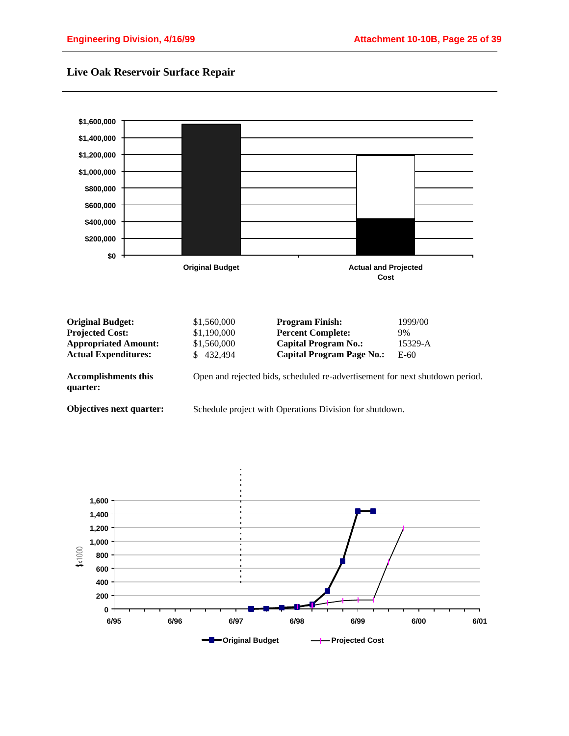## Live Oak Reservoir Surface Repair

| | | | |
|---|---|---|---|
| **Original Budget:** | $1,560,000 | **Program Finish:** | 1999/00 |
| **Projected Cost:** | $1,190,000 | **Percent Complete:** | 9% |
| **Appropriated Amount:** | $1,560,000 | **Capital Program No.:** | 15329-A |
| **Actual Expenditures:** | $ 432,494 | **Capital Program Page No.:** | E-60 |

**Accomplishments this quarter:** Open and rejected bids, scheduled re-advertisement for next shutdown period.

**Objectives next quarter:** Schedule project with Operations Division for shutdown.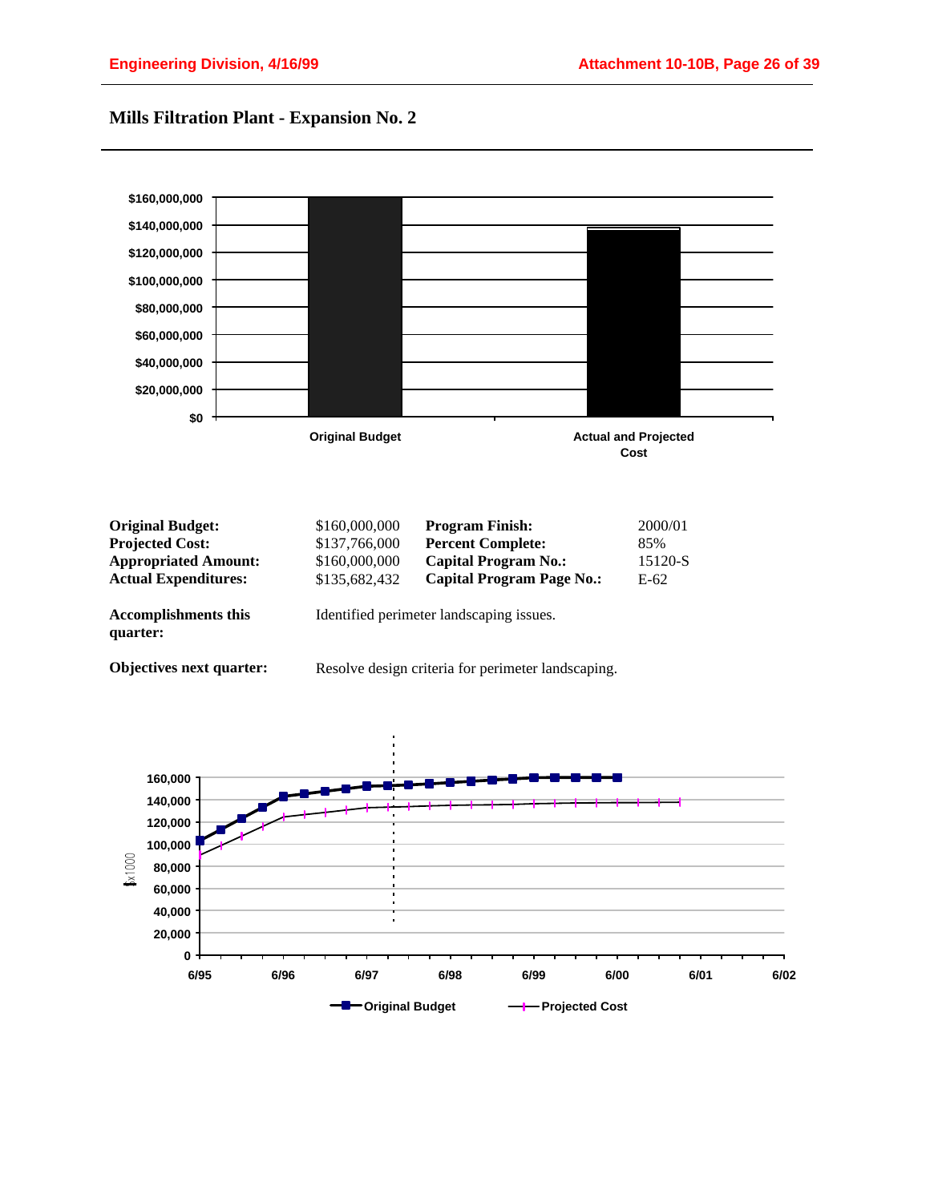# Mills Filtration Plant - Expansion No. 2

| | | | |
|---|---|---|---|
| **Original Budget:** | $160,000,000 | **Program Finish:** | 2000/01 |
| **Projected Cost:** | $137,766,000 | **Percent Complete:** | 85% |
| **Appropriated Amount:** | $160,000,000 | **Capital Program No.:** | 15120-S |
| **Actual Expenditures:** | $135,682,432 | **Capital Program Page No.:** | E-62 |

**Accomplishments this quarter:** Identified perimeter landscaping issues.

**Objectives next quarter:** Resolve design criteria for perimeter landscaping.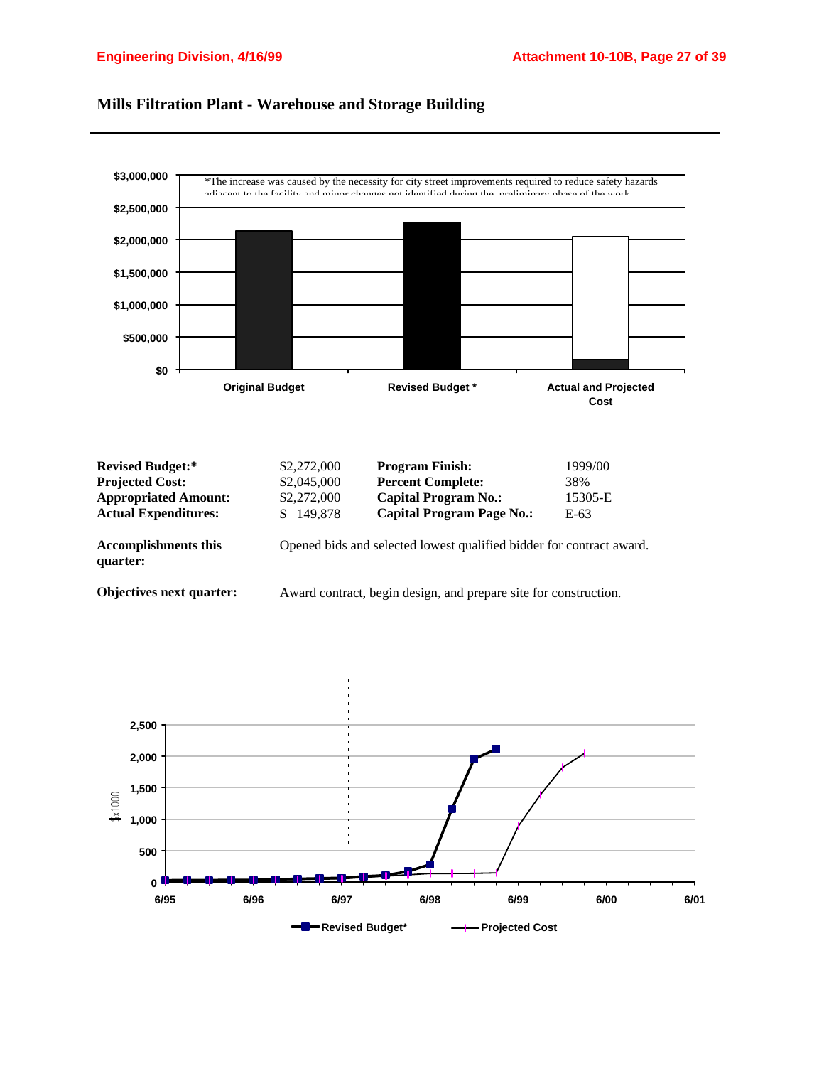## Mills Filtration Plant - Warehouse and Storage Building

*The increase was caused by the necessity for city street improvements required to reduce safety hazards adjacent to the facility and minor changes not identified during the preliminary phase of the work.

| | |
|---|---|
| **Revised Budget:*** | $2,272,000 |
| **Projected Cost:** | $2,045,000 |
| **Appropriated Amount:** | $2,272,000 |
| **Actual Expenditures:** | $ 149,878 |
| **Program Finish:** | 1999/00 |
| **Percent Complete:** | 38% |
| **Capital Program No.:** | 15305-E |
| **Capital Program Page No.:** | E-63 |

**Accomplishments this quarter:** Opened bids and selected lowest qualified bidder for contract award.

**Objectives next quarter:** Award contract, begin design, and prepare site for construction.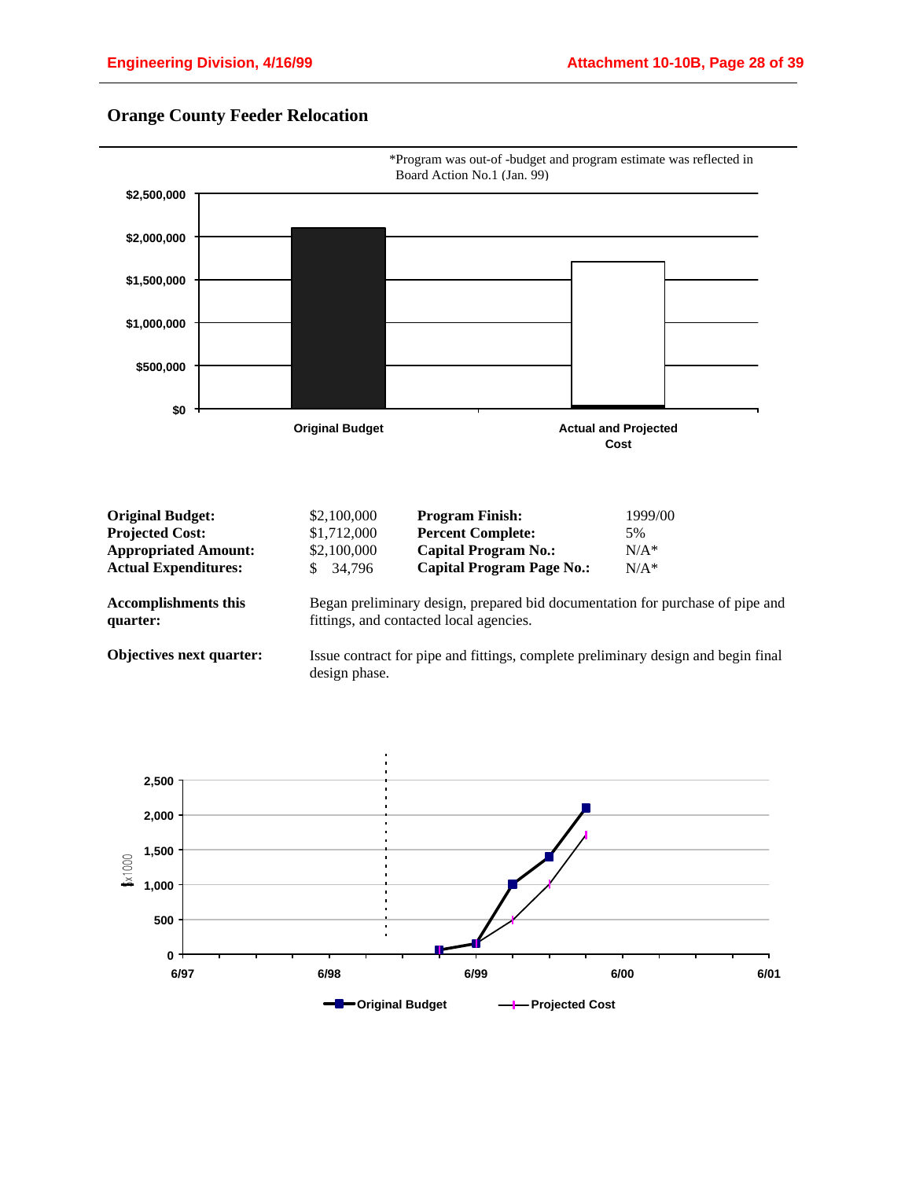## Orange County Feeder Relocation

*Program was out-of -budget and program estimate was reflected in Board Action No.1 (Jan. 99)

| | | | |
|---|---|---|---|
| **Original Budget:** | $2,100,000 | **Program Finish:** | 1999/00 |
| **Projected Cost:** | $1,712,000 | **Percent Complete:** | 5% |
| **Appropriated Amount:** | $2,100,000 | **Capital Program No.:** | N/A* |
| **Actual Expenditures:** | $ 34,796 | **Capital Program Page No.:** | N/A* |

**Accomplishments this quarter:** Began preliminary design, prepared bid documentation for purchase of pipe and fittings, and contacted local agencies.

**Objectives next quarter:** Issue contract for pipe and fittings, complete preliminary design and begin final design phase.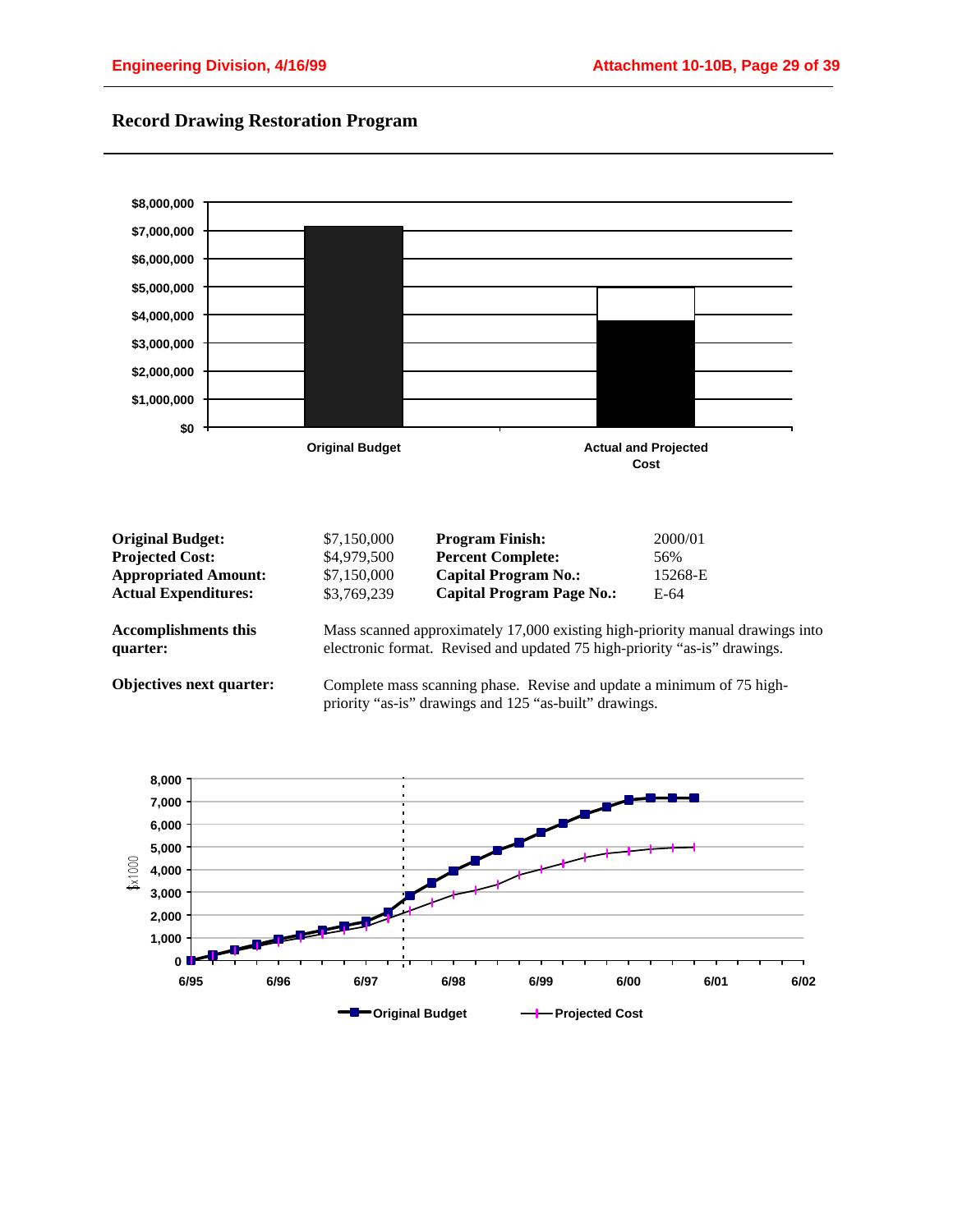## Record Drawing Restoration Program

| | | | |
|---|---|---|---|
| **Original Budget:** | $7,150,000 | **Program Finish:** | 2000/01 |
| **Projected Cost:** | $4,979,500 | **Percent Complete:** | 56% |
| **Appropriated Amount:** | $7,150,000 | **Capital Program No.:** | 15268-E |
| **Actual Expenditures:** | $3,769,239 | **Capital Program Page No.:** | E-64 |

**Accomplishments this quarter:** Mass scanned approximately 17,000 existing high-priority manual drawings into electronic format. Revised and updated 75 high-priority "as-is" drawings.

**Objectives next quarter:** Complete mass scanning phase. Revise and update a minimum of 75 high-priority "as-is" drawings and 125 "as-built" drawings.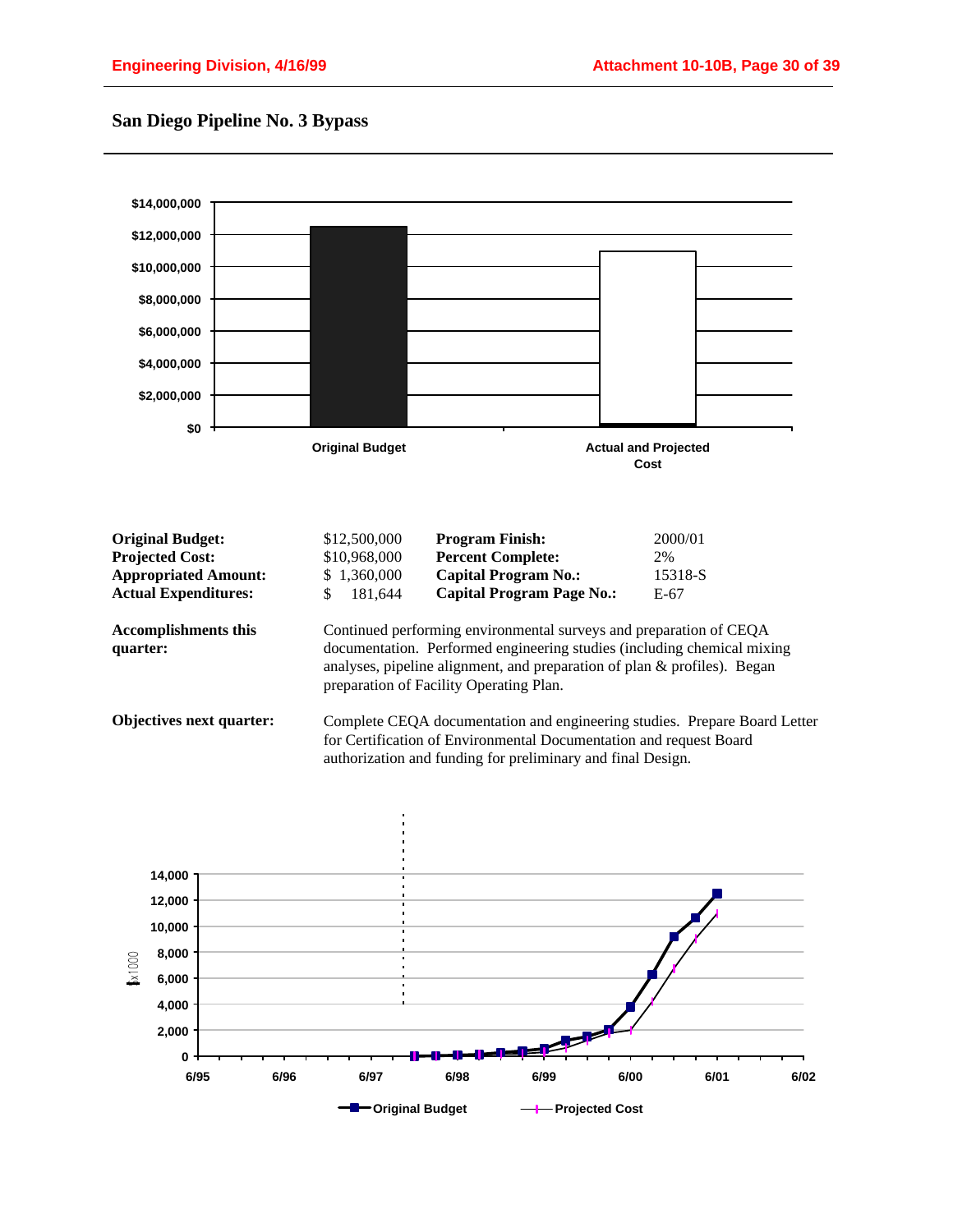## San Diego Pipeline No. 3 Bypass

| | | | |
|---|---|---|---|
| **Original Budget:** | $12,500,000 | **Program Finish:** | 2000/01 |
| **Projected Cost:** | $10,968,000 | **Percent Complete:** | 2% |
| **Appropriated Amount:** | $ 1,360,000 | **Capital Program No.:** | 15318-S |
| **Actual Expenditures:** | $ 181,644 | **Capital Program Page No.:** | E-67 |

**Accomplishments this quarter:**

Continued performing environmental surveys and preparation of CEQA documentation. Performed engineering studies (including chemical mixing analyses, pipeline alignment, and preparation of plan & profiles). Began preparation of Facility Operating Plan.

**Objectives next quarter:**

Complete CEQA documentation and engineering studies. Prepare Board Letter for Certification of Environmental Documentation and request Board authorization and funding for preliminary and final Design.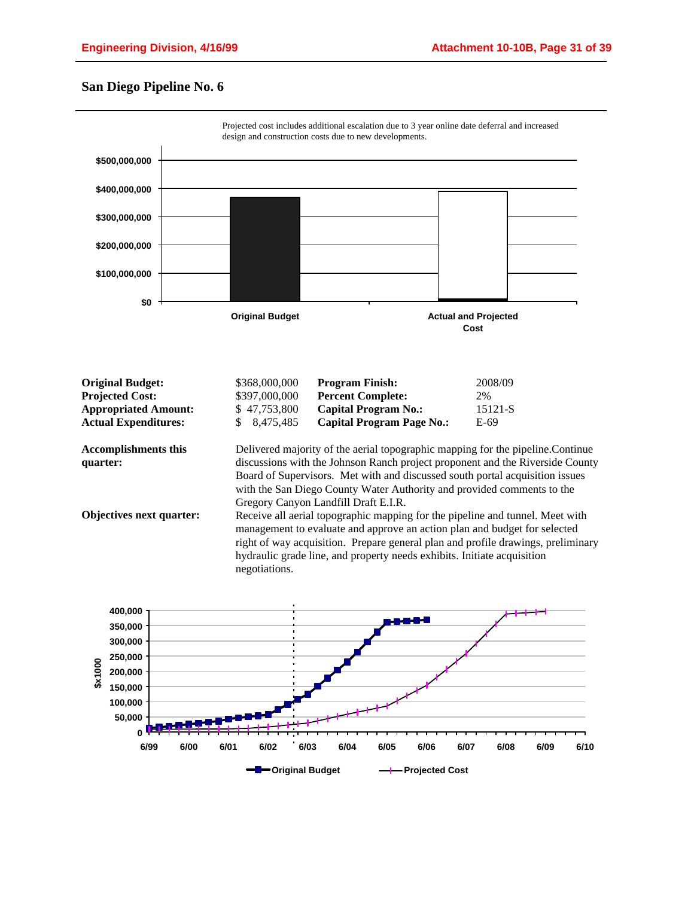## San Diego Pipeline No. 6

Projected cost includes additional escalation due to 3 year online date deferral and increased design and construction costs due to new developments.

| | | | |
|---|---|---|---|
| **Original Budget:** | $368,000,000 | **Program Finish:** | 2008/09 |
| **Projected Cost:** | $397,000,000 | **Percent Complete:** | 2% |
| **Appropriated Amount:** | $ 47,753,800 | **Capital Program No.:** | 15121-S |
| **Actual Expenditures:** | $ 8,475,485 | **Capital Program Page No.:** | E-69 |

**Accomplishments this quarter:** Delivered majority of the aerial topographic mapping for the pipeline.Continue discussions with the Johnson Ranch project proponent and the Riverside County Board of Supervisors. Met with and discussed south portal acquisition issues with the San Diego County Water Authority and provided comments to the Gregory Canyon Landfill Draft E.I.R.

**Objectives next quarter:** Receive all aerial topographic mapping for the pipeline and tunnel. Meet with management to evaluate and approve an action plan and budget for selected right of way acquisition. Prepare general plan and profile drawings, preliminary hydraulic grade line, and property needs exhibits. Initiate acquisition negotiations.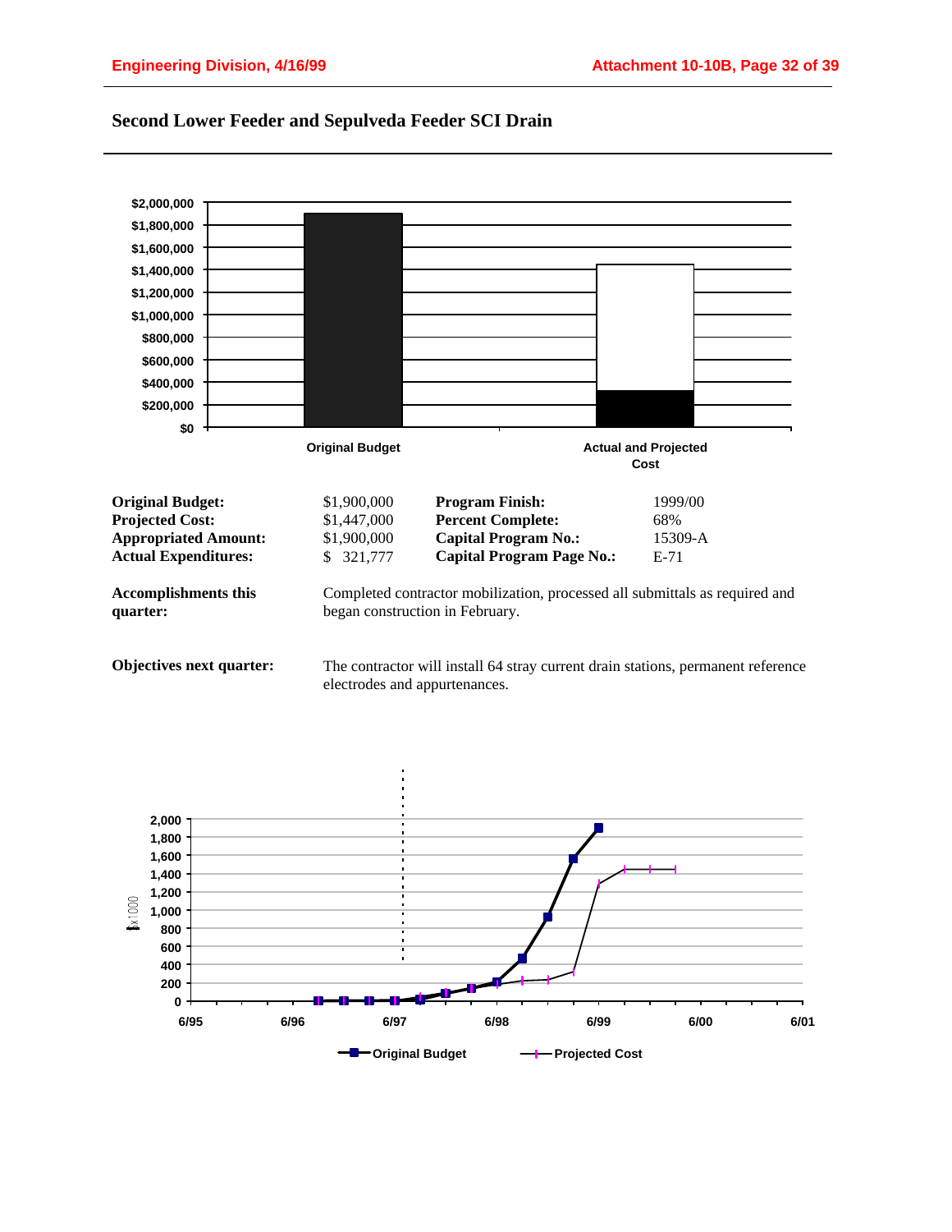## Second Lower Feeder and Sepulveda Feeder SCI Drain

| | | | |
|---|---|---|---|
| **Original Budget:** | $1,900,000 | **Program Finish:** | 1999/00 |
| **Projected Cost:** | $1,447,000 | **Percent Complete:** | 68% |
| **Appropriated Amount:** | $1,900,000 | **Capital Program No.:** | 15309-A |
| **Actual Expenditures:** | $ 321,777 | **Capital Program Page No.:** | E-71 |

**Accomplishments this quarter:** Completed contractor mobilization, processed all submittals as required and began construction in February.

**Objectives next quarter:** The contractor will install 64 stray current drain stations, permanent reference electrodes and appurtenances.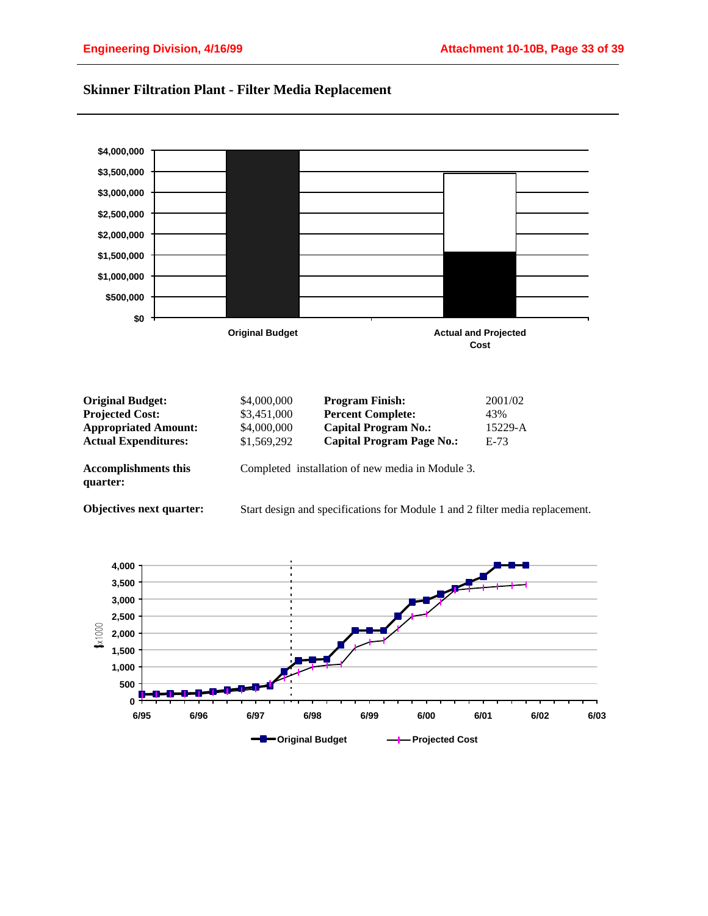## Skinner Filtration Plant - Filter Media Replacement

| | | | |
|---|---|---|---|
| **Original Budget:** | $4,000,000 | **Program Finish:** | 2001/02 |
| **Projected Cost:** | $3,451,000 | **Percent Complete:** | 43% |
| **Appropriated Amount:** | $4,000,000 | **Capital Program No.:** | 15229-A |
| **Actual Expenditures:** | $1,569,292 | **Capital Program Page No.:** | E-73 |

**Accomplishments this quarter:** Completed installation of new media in Module 3.

**Objectives next quarter:** Start design and specifications for Module 1 and 2 filter media replacement.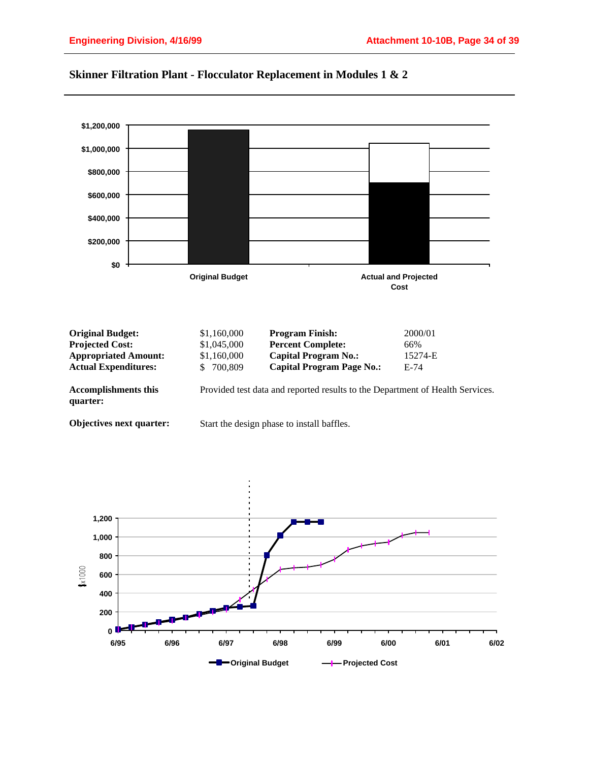## Skinner Filtration Plant - Flocculator Replacement in Modules 1 & 2

| | | | |
|---|---|---|---|
| **Original Budget:** | $1,160,000 | **Program Finish:** | 2000/01 |
| **Projected Cost:** | $1,045,000 | **Percent Complete:** | 66% |
| **Appropriated Amount:** | $1,160,000 | **Capital Program No.:** | 15274-E |
| **Actual Expenditures:** | $ 700,809 | **Capital Program Page No.:** | E-74 |

**Accomplishments this quarter:** Provided test data and reported results to the Department of Health Services.

**Objectives next quarter:** Start the design phase to install baffles.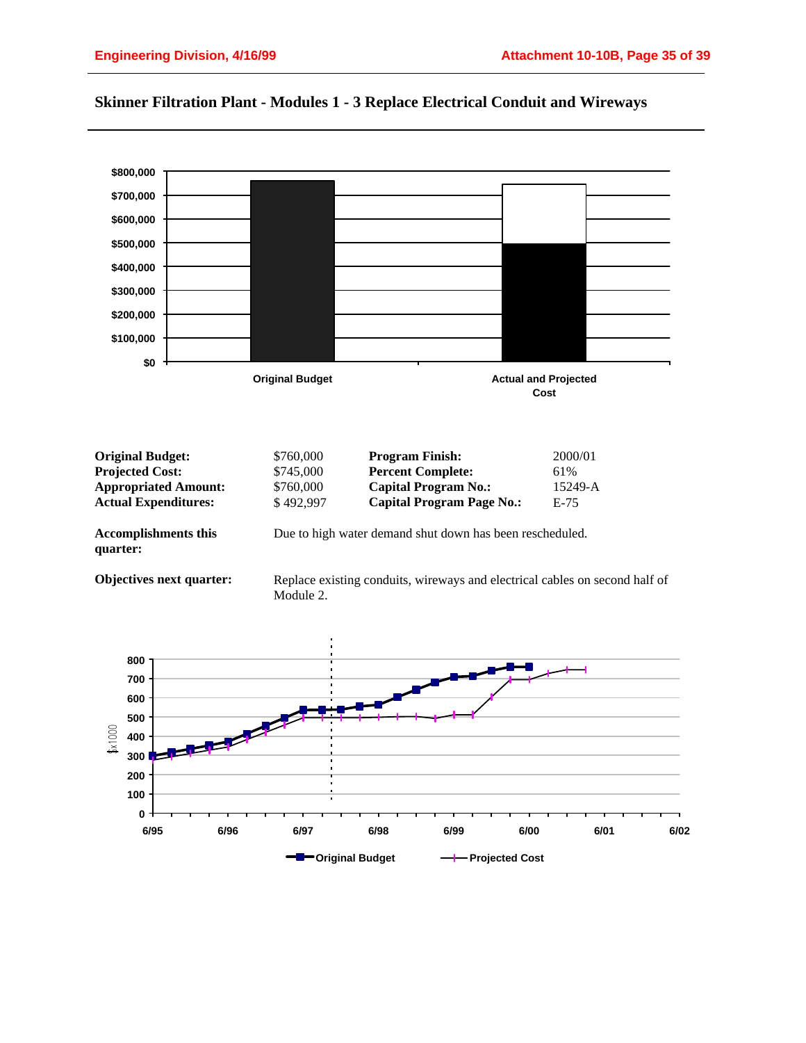# Skinner Filtration Plant - Modules 1 - 3 Replace Electrical Conduit and Wireways

| | | | |
|---|---|---|---|
| **Original Budget:** | $760,000 | **Program Finish:** | 2000/01 |
| **Projected Cost:** | $745,000 | **Percent Complete:** | 61% |
| **Appropriated Amount:** | $760,000 | **Capital Program No.:** | 15249-A |
| **Actual Expenditures:** | $ 492,997 | **Capital Program Page No.:** | E-75 |

**Accomplishments this quarter:** Due to high water demand shut down has been rescheduled.

**Objectives next quarter:** Replace existing conduits, wireways and electrical cables on second half of Module 2.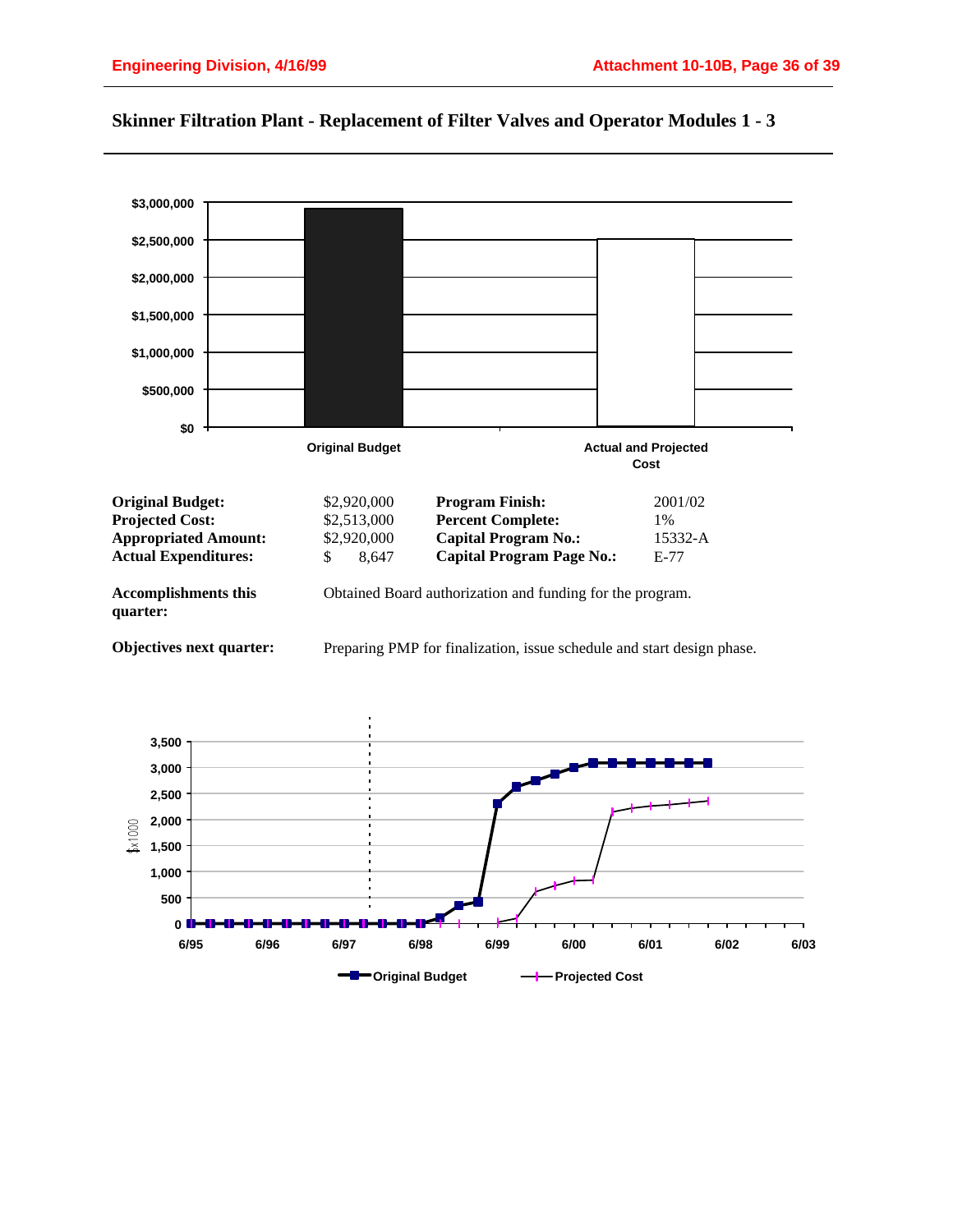## Skinner Filtration Plant - Replacement of Filter Valves and Operator Modules 1 - 3

| | | | |
|---|---|---|---|
| **Original Budget:** | $2,920,000 | **Program Finish:** | 2001/02 |
| **Projected Cost:** | $2,513,000 | **Percent Complete:** | 1% |
| **Appropriated Amount:** | $2,920,000 | **Capital Program No.:** | 15332-A |
| **Actual Expenditures:** | $ 8,647 | **Capital Program Page No.:** | E-77 |

**Accomplishments this quarter:** Obtained Board authorization and funding for the program.

**Objectives next quarter:** Preparing PMP for finalization, issue schedule and start design phase.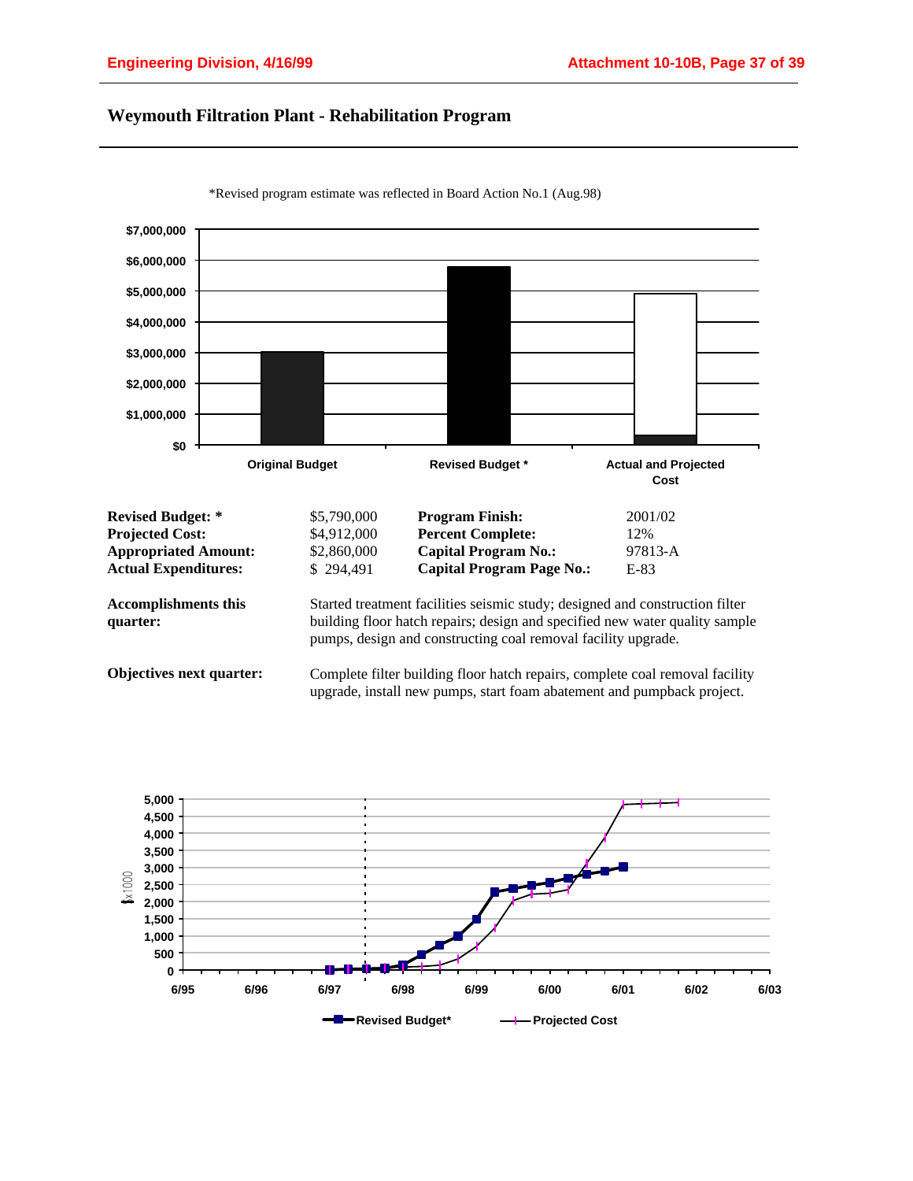# Weymouth Filtration Plant - Rehabilitation Program

*Revised program estimate was reflected in Board Action No.1 (Aug.98)

| | | | |
|---|---|---|---|
| **Revised Budget: *** | $5,790,000 | **Program Finish:** | 2001/02 |
| **Projected Cost:** | $4,912,000 | **Percent Complete:** | 12% |
| **Appropriated Amount:** | $2,860,000 | **Capital Program No.:** | 97813-A |
| **Actual Expenditures:** | $ 294,491 | **Capital Program Page No.:** | E-83 |

**Accomplishments this quarter:** Started treatment facilities seismic study; designed and construction filter building floor hatch repairs; design and specified new water quality sample pumps, design and constructing coal removal facility upgrade.

**Objectives next quarter:** Complete filter building floor hatch repairs, complete coal removal facility upgrade, install new pumps, start foam abatement and pumpback project.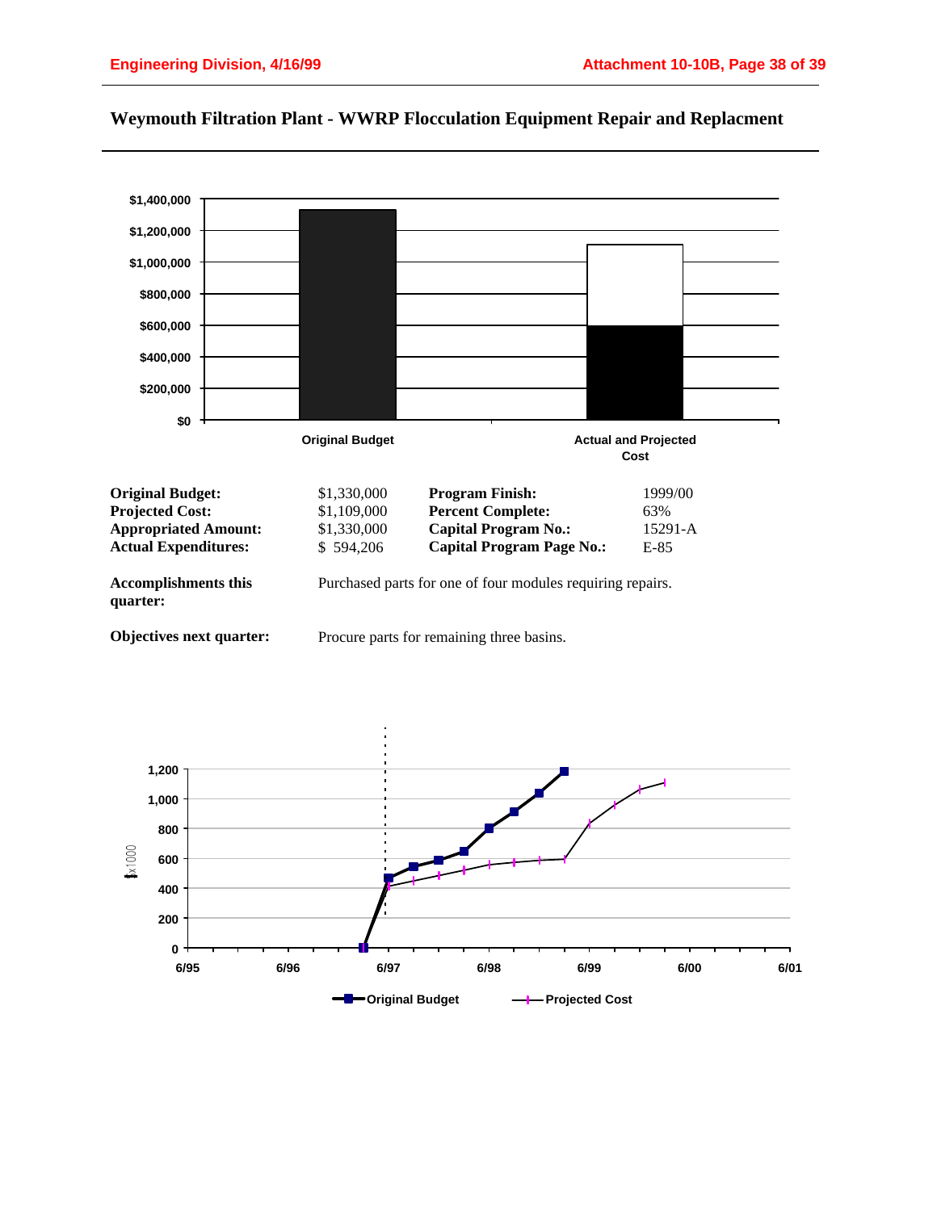## Weymouth Filtration Plant - WWRP Flocculation Equipment Repair and Replacment

| | | | |
|---|---|---|---|
| **Original Budget:** | $1,330,000 | **Program Finish:** | 1999/00 |
| **Projected Cost:** | $1,109,000 | **Percent Complete:** | 63% |
| **Appropriated Amount:** | $1,330,000 | **Capital Program No.:** | 15291-A |
| **Actual Expenditures:** | $ 594,206 | **Capital Program Page No.:** | E-85 |

**Accomplishments this quarter:** Purchased parts for one of four modules requiring repairs.

**Objectives next quarter:** Procure parts for remaining three basins.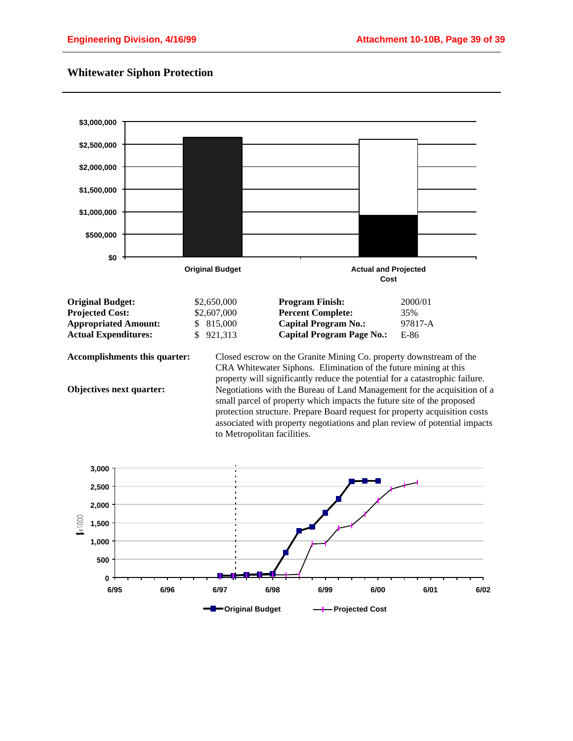## Whitewater Siphon Protection

$3,000,000
$2,500,000
$2,000,000
$1,500,000
$1,000,000
$500,000
$0

Original Budget

Actual and Projected Cost

| | | | |
|---|---|---|---|
| **Original Budget:** | $2,650,000 | **Program Finish:** | 2000/01 |
| **Projected Cost:** | $2,607,000 | **Percent Complete:** | 35% |
| **Appropriated Amount:** | $ 815,000 | **Capital Program No.:** | 97817-A |
| **Actual Expenditures:** | $ 921,313 | **Capital Program Page No.:** | E-86 |

**Accomplishments this quarter:** Closed escrow on the Granite Mining Co. property downstream of the CRA Whitewater Siphons. Elimination of the future mining at this property will significantly reduce the potential for a catastrophic failure.

**Objectives next quarter:** Negotiations with the Bureau of Land Management for the acquisition of a small parcel of property which impacts the future site of the proposed protection structure. Prepare Board request for property acquisition costs associated with property negotiations and plan review of potential impacts to Metropolitan facilities.

$x1000

3,000
2,500
2,000
1,500
1,000
500
0

6/95 6/96 6/97 6/98 6/99 6/00 6/01 6/02

Original Budget
Projected Cost